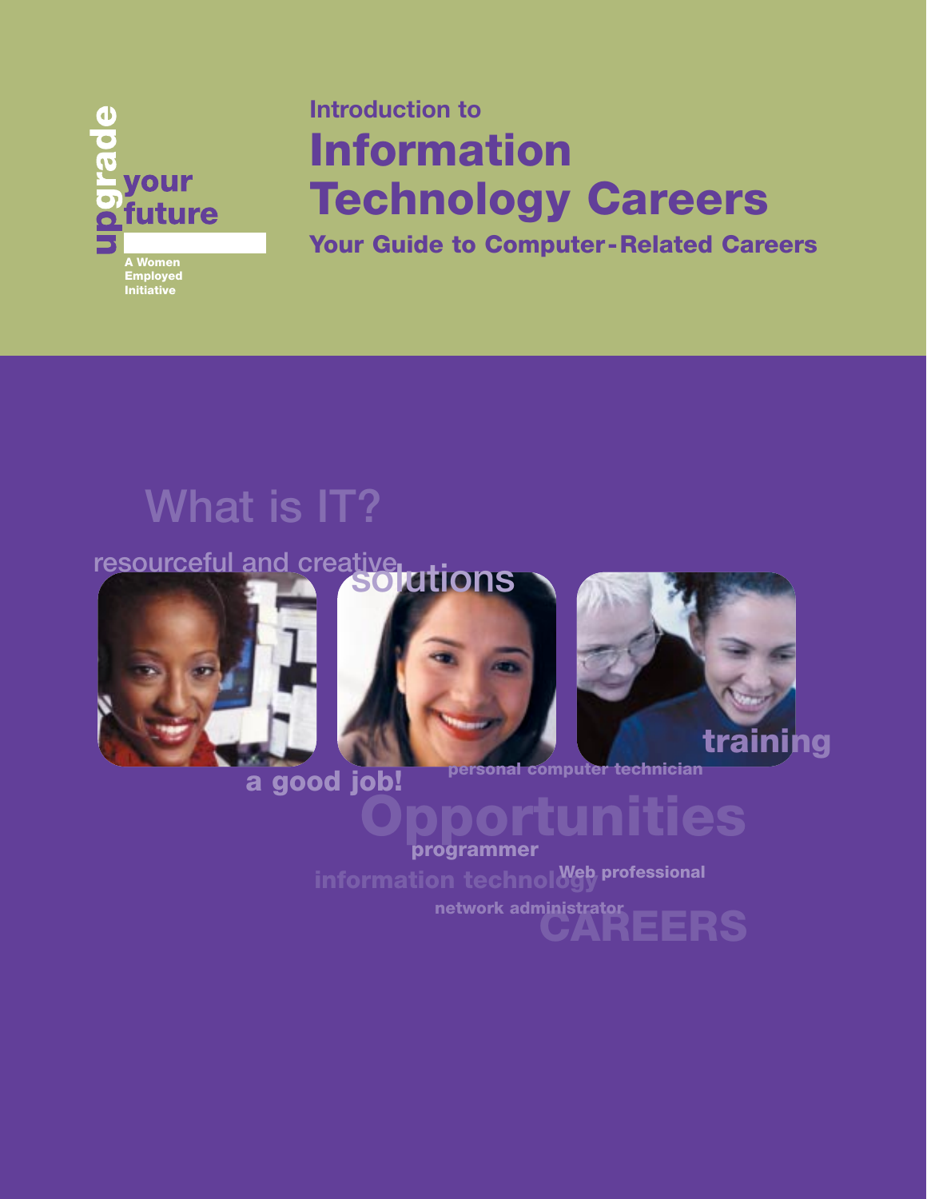upgrade your future

A Women Employed Initiative

Introduction to

# Information Technology Careers

## Your Guide to Computer-Related Careers

What is IT?

resourceful and creative

solutions

training

a good job!

personal computer technician

Opportunities

programmer

information technology

Web professional

network administrator

CAREERS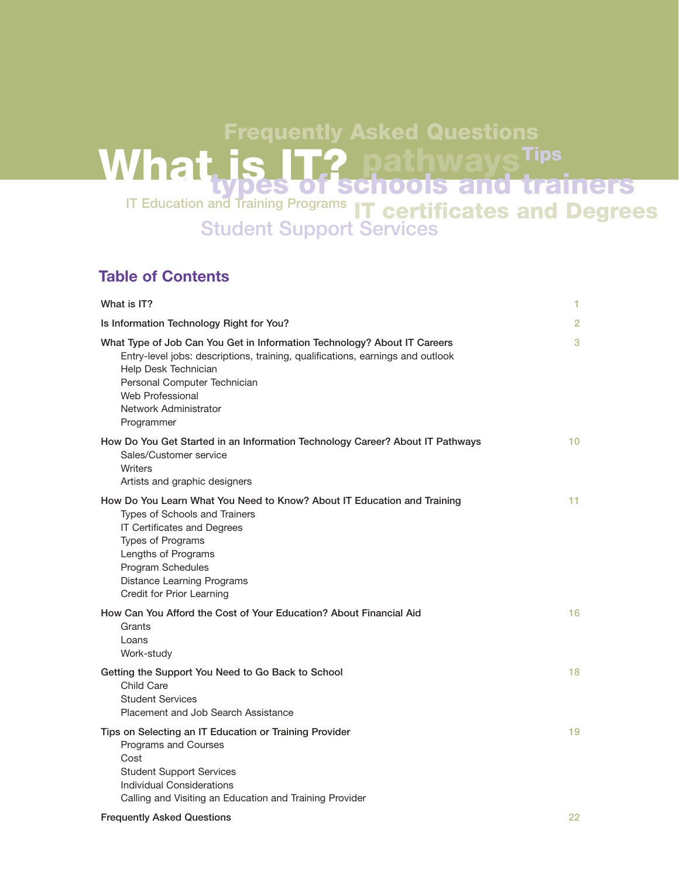# What is IT?

Frequently Asked Questions

pathways

Tips

types of schools and trainers

IT Education and Training Programs

IT certificates and Degrees

Student Support Services

## Table of Contents

| | |
|---|---|
| What is IT? | 1 |
| Is Information Technology Right for You? | 2 |
| What Type of Job Can You Get in Information Technology? About IT Careers<br>Entry-level jobs: descriptions, training, qualifications, earnings and outlook<br>Help Desk Technician<br>Personal Computer Technician<br>Web Professional<br>Network Administrator<br>Programmer | 3 |
| How Do You Get Started in an Information Technology Career? About IT Pathways<br>Sales/Customer service<br>Writers<br>Artists and graphic designers | 10 |
| How Do You Learn What You Need to Know? About IT Education and Training<br>Types of Schools and Trainers<br>IT Certificates and Degrees<br>Types of Programs<br>Lengths of Programs<br>Program Schedules<br>Distance Learning Programs<br>Credit for Prior Learning | 11 |
| How Can You Afford the Cost of Your Education? About Financial Aid<br>Grants<br>Loans<br>Work-study | 16 |
| Getting the Support You Need to Go Back to School<br>Child Care<br>Student Services<br>Placement and Job Search Assistance | 18 |
| Tips on Selecting an IT Education or Training Provider<br>Programs and Courses<br>Cost<br>Student Support Services<br>Individual Considerations<br>Calling and Visiting an Education and Training Provider | 19 |
| Frequently Asked Questions | 22 |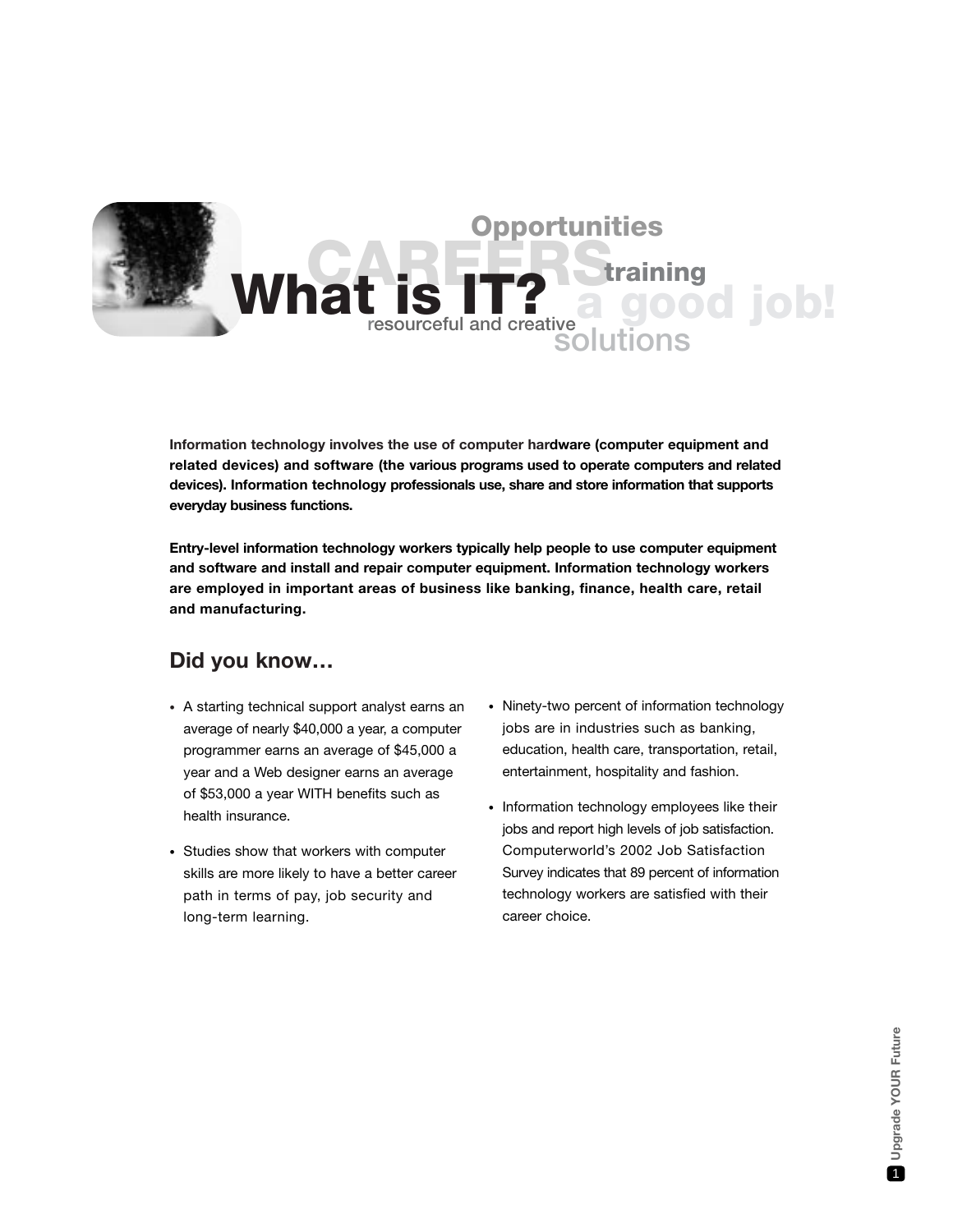# What is IT?

Opportunities CAREERS training a good job! resourceful and creative solutions

**Information technology involves the use of computer hardware (computer equipment and related devices) and software (the various programs used to operate computers and related devices). Information technology professionals use, share and store information that supports everyday business functions.**

**Entry-level information technology workers typically help people to use computer equipment and software and install and repair computer equipment. Information technology workers are employed in important areas of business like banking, finance, health care, retail and manufacturing.**

## Did you know…

- A starting technical support analyst earns an average of nearly $40,000 a year, a computer programmer earns an average of $45,000 a year and a Web designer earns an average of $53,000 a year WITH benefits such as health insurance.
- Studies show that workers with computer skills are more likely to have a better career path in terms of pay, job security and long-term learning.
- Ninety-two percent of information technology jobs are in industries such as banking, education, health care, transportation, retail, entertainment, hospitality and fashion.
- Information technology employees like their jobs and report high levels of job satisfaction. Computerworld's 2002 Job Satisfaction Survey indicates that 89 percent of information technology workers are satisfied with their career choice.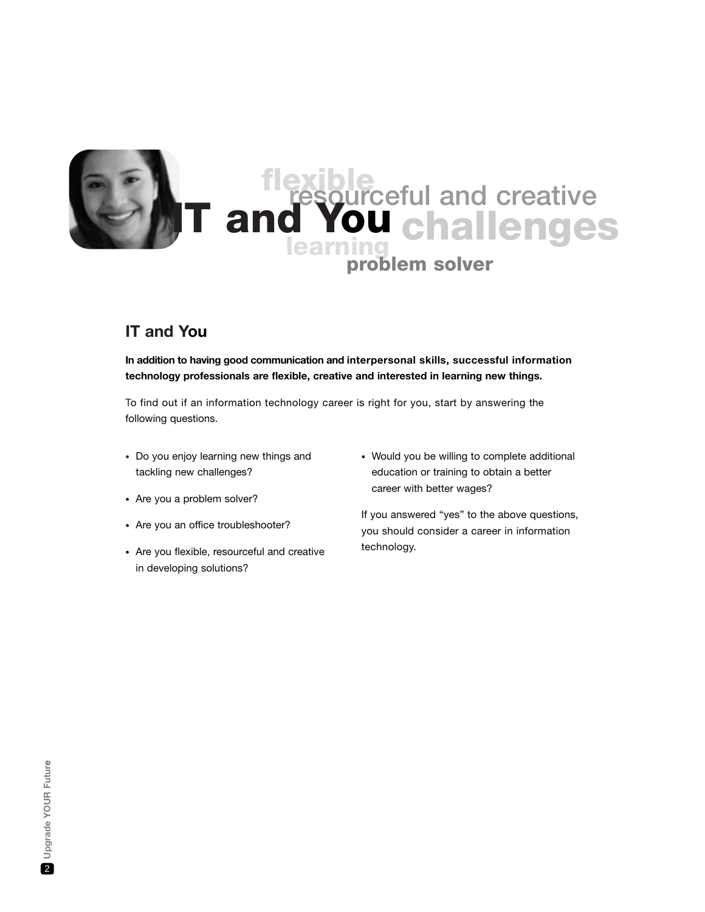# IT and You

## IT and You

**In addition to having good communication and interpersonal skills, successful information technology professionals are flexible, creative and interested in learning new things.**

To find out if an information technology career is right for you, start by answering the following questions.

- Do you enjoy learning new things and tackling new challenges?
- Are you a problem solver?
- Are you an office troubleshooter?
- Are you flexible, resourceful and creative in developing solutions?
- Would you be willing to complete additional education or training to obtain a better career with better wages?

If you answered "yes" to the above questions, you should consider a career in information technology.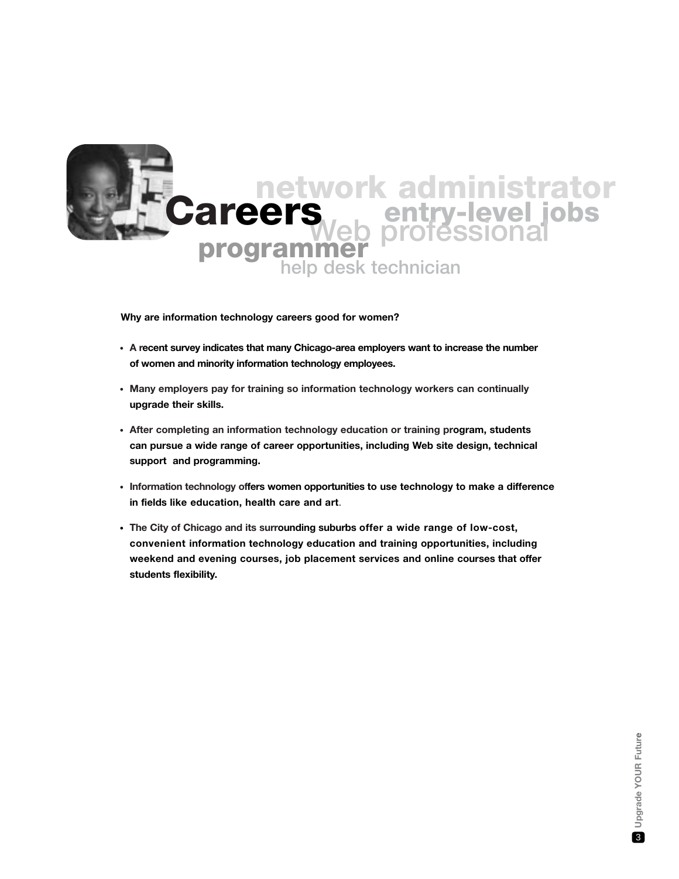# Careers

network administrator entry-level jobs Web professional programmer help desk technician

**Why are information technology careers good for women?**

- **A recent survey indicates that many Chicago-area employers want to increase the number of women and minority information technology employees.**
- **Many employers pay for training so information technology workers can continually upgrade their skills.**
- **After completing an information technology education or training program, students can pursue a wide range of career opportunities, including Web site design, technical support and programming.**
- **Information technology offers women opportunities to use technology to make a difference in fields like education, health care and art.**
- **The City of Chicago and its surrounding suburbs offer a wide range of low-cost, convenient information technology education and training opportunities, including weekend and evening courses, job placement services and online courses that offer students flexibility.**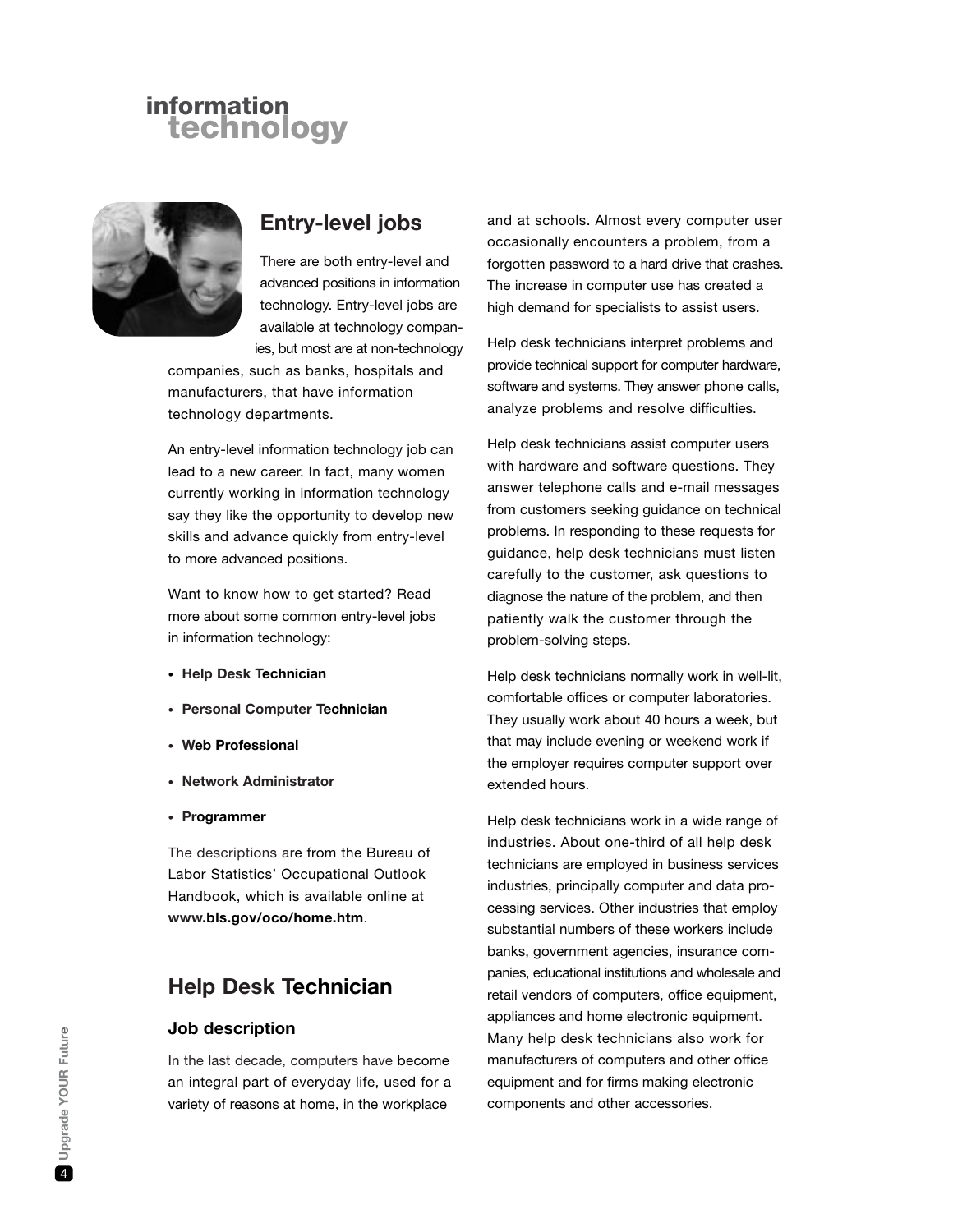# information technology

## Entry-level jobs

There are both entry-level and advanced positions in information technology. Entry-level jobs are available at technology companies, but most are at non-technology companies, such as banks, hospitals and manufacturers, that have information technology departments.

An entry-level information technology job can lead to a new career. In fact, many women currently working in information technology say they like the opportunity to develop new skills and advance quickly from entry-level to more advanced positions.

Want to know how to get started? Read more about some common entry-level jobs in information technology:

- **Help Desk Technician**
- **Personal Computer Technician**
- **Web Professional**
- **Network Administrator**
- **Programmer**

The descriptions are from the Bureau of Labor Statistics' Occupational Outlook Handbook, which is available online at **www.bls.gov/oco/home.htm**.

## Help Desk Technician

### Job description

In the last decade, computers have become an integral part of everyday life, used for a variety of reasons at home, in the workplace and at schools. Almost every computer user occasionally encounters a problem, from a forgotten password to a hard drive that crashes. The increase in computer use has created a high demand for specialists to assist users.

Help desk technicians interpret problems and provide technical support for computer hardware, software and systems. They answer phone calls, analyze problems and resolve difficulties.

Help desk technicians assist computer users with hardware and software questions. They answer telephone calls and e-mail messages from customers seeking guidance on technical problems. In responding to these requests for guidance, help desk technicians must listen carefully to the customer, ask questions to diagnose the nature of the problem, and then patiently walk the customer through the problem-solving steps.

Help desk technicians normally work in well-lit, comfortable offices or computer laboratories. They usually work about 40 hours a week, but that may include evening or weekend work if the employer requires computer support over extended hours.

Help desk technicians work in a wide range of industries. About one-third of all help desk technicians are employed in business services industries, principally computer and data processing services. Other industries that employ substantial numbers of these workers include banks, government agencies, insurance companies, educational institutions and wholesale and retail vendors of computers, office equipment, appliances and home electronic equipment. Many help desk technicians also work for manufacturers of computers and other office equipment and for firms making electronic components and other accessories.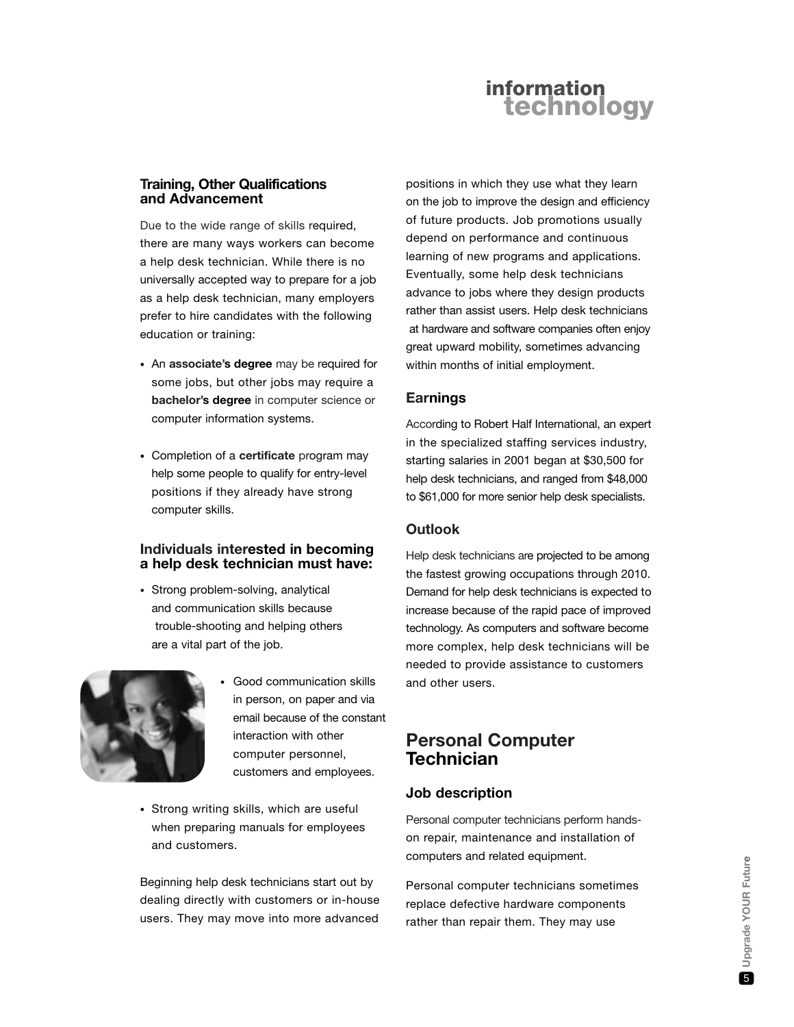### Training, Other Qualifications and Advancement

Due to the wide range of skills required, there are many ways workers can become a help desk technician. While there is no universally accepted way to prepare for a job as a help desk technician, many employers prefer to hire candidates with the following education or training:

- An **associate's degree** may be required for some jobs, but other jobs may require a **bachelor's degree** in computer science or computer information systems.
- Completion of a **certificate** program may help some people to qualify for entry-level positions if they already have strong computer skills.

### Individuals interested in becoming a help desk technician must have:

- Strong problem-solving, analytical and communication skills because trouble-shooting and helping others are a vital part of the job.
- Good communication skills in person, on paper and via email because of the constant interaction with other computer personnel, customers and employees.
- Strong writing skills, which are useful when preparing manuals for employees and customers.

Beginning help desk technicians start out by dealing directly with customers or in-house users. They may move into more advanced positions in which they use what they learn on the job to improve the design and efficiency of future products. Job promotions usually depend on performance and continuous learning of new programs and applications. Eventually, some help desk technicians advance to jobs where they design products rather than assist users. Help desk technicians at hardware and software companies often enjoy great upward mobility, sometimes advancing within months of initial employment.

### Earnings

According to Robert Half International, an expert in the specialized staffing services industry, starting salaries in 2001 began at $30,500 for help desk technicians, and ranged from $48,000 to $61,000 for more senior help desk specialists.

### Outlook

Help desk technicians are projected to be among the fastest growing occupations through 2010. Demand for help desk technicians is expected to increase because of the rapid pace of improved technology. As computers and software become more complex, help desk technicians will be needed to provide assistance to customers and other users.

## Personal Computer Technician

### Job description

Personal computer technicians perform hands-on repair, maintenance and installation of computers and related equipment.

Personal computer technicians sometimes replace defective hardware components rather than repair them. They may use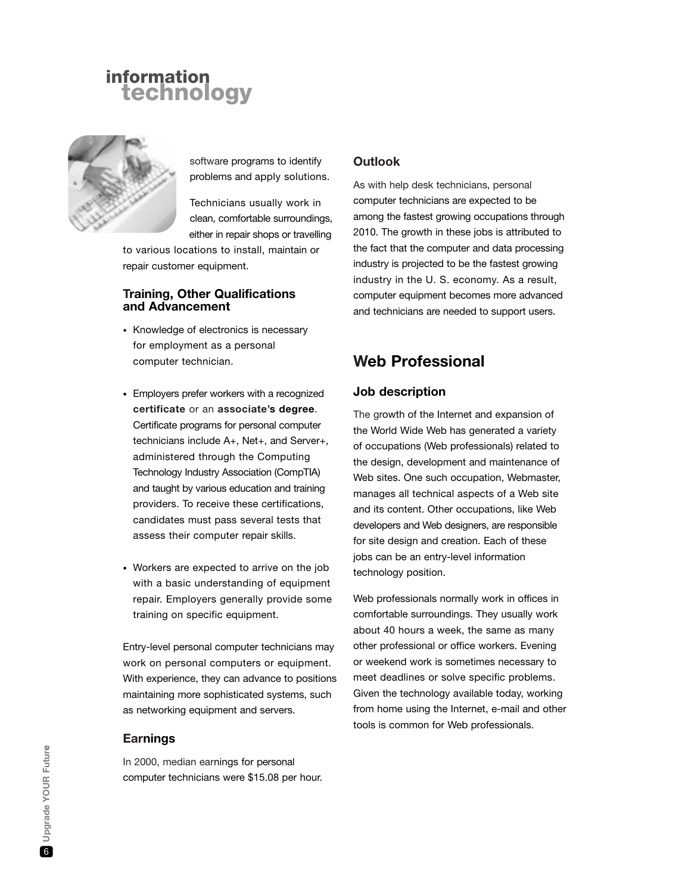software programs to identify problems and apply solutions.

Technicians usually work in clean, comfortable surroundings, either in repair shops or travelling to various locations to install, maintain or repair customer equipment.

### Training, Other Qualifications and Advancement

- Knowledge of electronics is necessary for employment as a personal computer technician.
- Employers prefer workers with a recognized **certificate** or an **associate's degree**. Certificate programs for personal computer technicians include A+, Net+, and Server+, administered through the Computing Technology Industry Association (CompTIA) and taught by various education and training providers. To receive these certifications, candidates must pass several tests that assess their computer repair skills.
- Workers are expected to arrive on the job with a basic understanding of equipment repair. Employers generally provide some training on specific equipment.

Entry-level personal computer technicians may work on personal computers or equipment. With experience, they can advance to positions maintaining more sophisticated systems, such as networking equipment and servers.

### Earnings

In 2000, median earnings for personal computer technicians were $15.08 per hour.

### Outlook

As with help desk technicians, personal computer technicians are expected to be among the fastest growing occupations through 2010. The growth in these jobs is attributed to the fact that the computer and data processing industry is projected to be the fastest growing industry in the U. S. economy. As a result, computer equipment becomes more advanced and technicians are needed to support users.

## Web Professional

### Job description

The growth of the Internet and expansion of the World Wide Web has generated a variety of occupations (Web professionals) related to the design, development and maintenance of Web sites. One such occupation, Webmaster, manages all technical aspects of a Web site and its content. Other occupations, like Web developers and Web designers, are responsible for site design and creation. Each of these jobs can be an entry-level information technology position.

Web professionals normally work in offices in comfortable surroundings. They usually work about 40 hours a week, the same as many other professional or office workers. Evening or weekend work is sometimes necessary to meet deadlines or solve specific problems. Given the technology available today, working from home using the Internet, e-mail and other tools is common for Web professionals.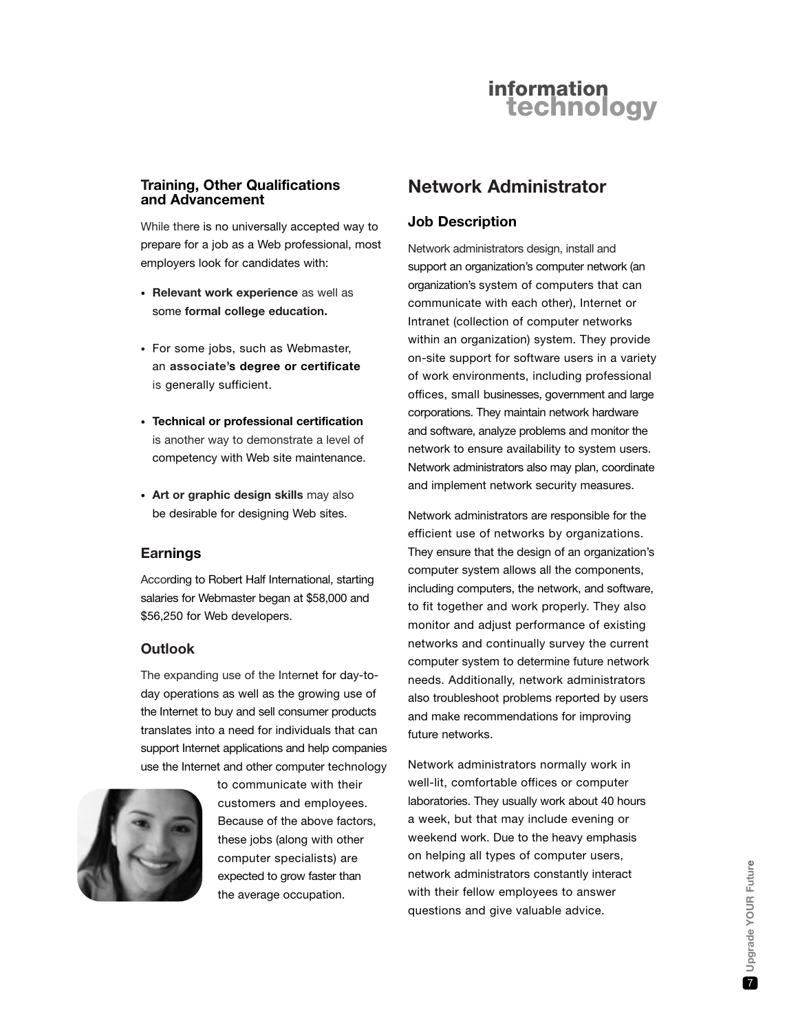## Training, Other Qualifications and Advancement

While there is no universally accepted way to prepare for a job as a Web professional, most employers look for candidates with:

- **Relevant work experience** as well as some **formal college education.**
- For some jobs, such as Webmaster, an **associate's degree or certificate** is generally sufficient.
- **Technical or professional certification** is another way to demonstrate a level of competency with Web site maintenance.
- **Art or graphic design skills** may also be desirable for designing Web sites.

### Earnings

According to Robert Half International, starting salaries for Webmaster began at $58,000 and $56,250 for Web developers.

### Outlook

The expanding use of the Internet for day-to-day operations as well as the growing use of the Internet to buy and sell consumer products translates into a need for individuals that can support Internet applications and help companies use the Internet and other computer technology to communicate with their customers and employees. Because of the above factors, these jobs (along with other computer specialists) are expected to grow faster than the average occupation.

# Network Administrator

### Job Description

Network administrators design, install and support an organization's computer network (an organization's system of computers that can communicate with each other), Internet or Intranet (collection of computer networks within an organization) system. They provide on-site support for software users in a variety of work environments, including professional offices, small businesses, government and large corporations. They maintain network hardware and software, analyze problems and monitor the network to ensure availability to system users. Network administrators also may plan, coordinate and implement network security measures.

Network administrators are responsible for the efficient use of networks by organizations. They ensure that the design of an organization's computer system allows all the components, including computers, the network, and software, to fit together and work properly. They also monitor and adjust performance of existing networks and continually survey the current computer system to determine future network needs. Additionally, network administrators also troubleshoot problems reported by users and make recommendations for improving future networks.

Network administrators normally work in well-lit, comfortable offices or computer laboratories. They usually work about 40 hours a week, but that may include evening or weekend work. Due to the heavy emphasis on helping all types of computer users, network administrators constantly interact with their fellow employees to answer questions and give valuable advice.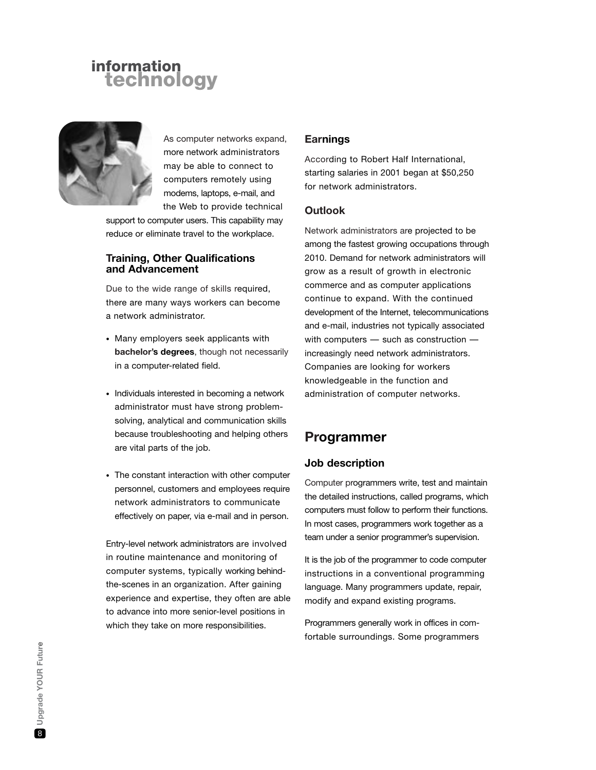# information technology

As computer networks expand, more network administrators may be able to connect to computers remotely using modems, laptops, e-mail, and the Web to provide technical support to computer users. This capability may reduce or eliminate travel to the workplace.

### Training, Other Qualifications and Advancement

Due to the wide range of skills required, there are many ways workers can become a network administrator.

- Many employers seek applicants with **bachelor's degrees**, though not necessarily in a computer-related field.
- Individuals interested in becoming a network administrator must have strong problem-solving, analytical and communication skills because troubleshooting and helping others are vital parts of the job.
- The constant interaction with other computer personnel, customers and employees require network administrators to communicate effectively on paper, via e-mail and in person.

Entry-level network administrators are involved in routine maintenance and monitoring of computer systems, typically working behind-the-scenes in an organization. After gaining experience and expertise, they often are able to advance into more senior-level positions in which they take on more responsibilities.

### Earnings

According to Robert Half International, starting salaries in 2001 began at $50,250 for network administrators.

### Outlook

Network administrators are projected to be among the fastest growing occupations through 2010. Demand for network administrators will grow as a result of growth in electronic commerce and as computer applications continue to expand. With the continued development of the Internet, telecommunications and e-mail, industries not typically associated with computers — such as construction — increasingly need network administrators. Companies are looking for workers knowledgeable in the function and administration of computer networks.

## Programmer

### Job description

Computer programmers write, test and maintain the detailed instructions, called programs, which computers must follow to perform their functions. In most cases, programmers work together as a team under a senior programmer's supervision.

It is the job of the programmer to code computer instructions in a conventional programming language. Many programmers update, repair, modify and expand existing programs.

Programmers generally work in offices in comfortable surroundings. Some programmers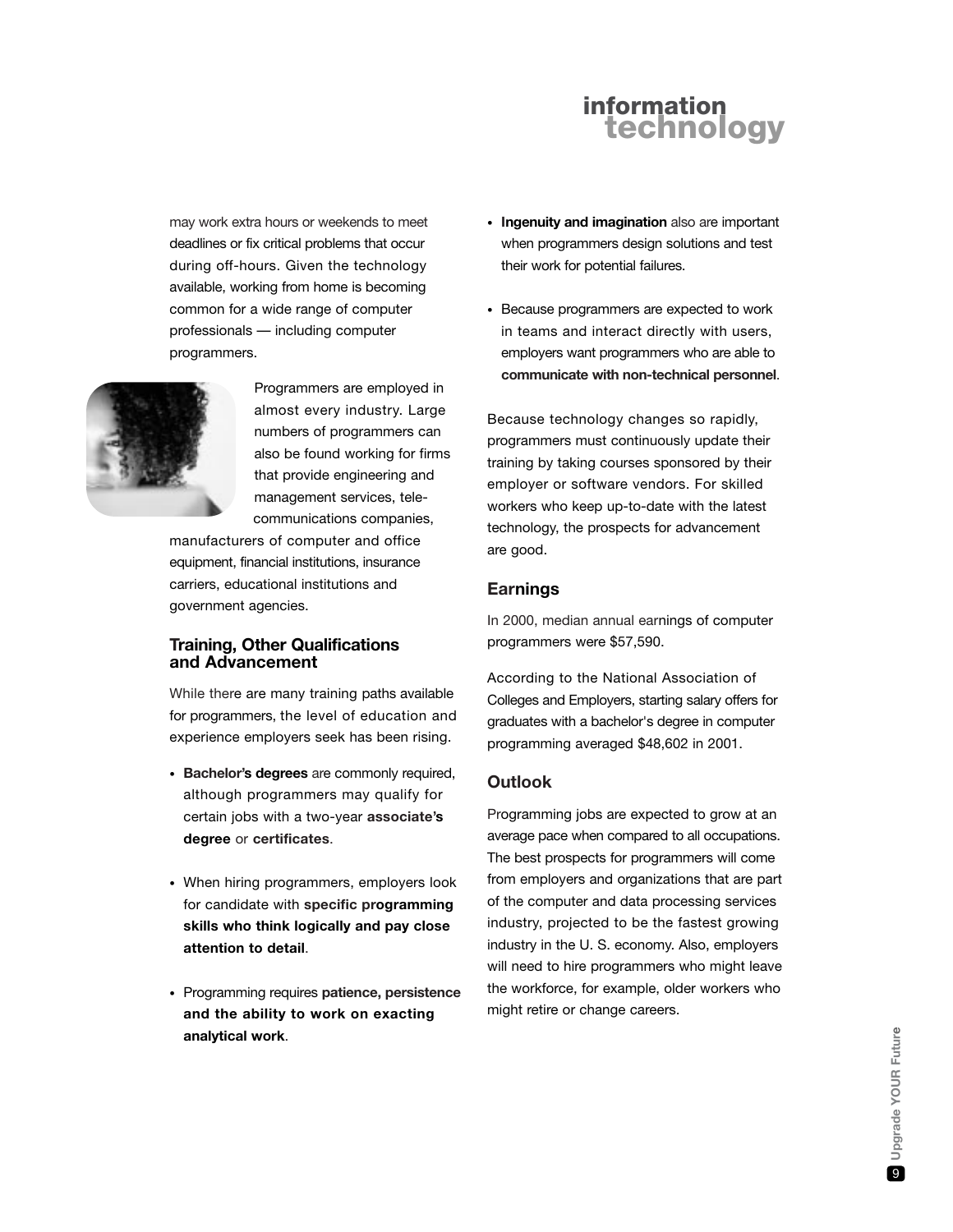may work extra hours or weekends to meet deadlines or fix critical problems that occur during off-hours. Given the technology available, working from home is becoming common for a wide range of computer professionals — including computer programmers.

Programmers are employed in almost every industry. Large numbers of programmers can also be found working for firms that provide engineering and management services, telecommunications companies, manufacturers of computer and office equipment, financial institutions, insurance carriers, educational institutions and government agencies.

### Training, Other Qualifications and Advancement

While there are many training paths available for programmers, the level of education and experience employers seek has been rising.

- **Bachelor's degrees** are commonly required, although programmers may qualify for certain jobs with a two-year **associate's degree** or **certificates**.
- When hiring programmers, employers look for candidate with **specific programming skills who think logically and pay close attention to detail**.
- Programming requires **patience, persistence and the ability to work on exacting analytical work**.
- **Ingenuity and imagination** also are important when programmers design solutions and test their work for potential failures.
- Because programmers are expected to work in teams and interact directly with users, employers want programmers who are able to **communicate with non-technical personnel**.

Because technology changes so rapidly, programmers must continuously update their training by taking courses sponsored by their employer or software vendors. For skilled workers who keep up-to-date with the latest technology, the prospects for advancement are good.

### Earnings

In 2000, median annual earnings of computer programmers were $57,590.

According to the National Association of Colleges and Employers, starting salary offers for graduates with a bachelor's degree in computer programming averaged $48,602 in 2001.

### Outlook

Programming jobs are expected to grow at an average pace when compared to all occupations. The best prospects for programmers will come from employers and organizations that are part of the computer and data processing services industry, projected to be the fastest growing industry in the U. S. economy. Also, employers will need to hire programmers who might leave the workforce, for example, older workers who might retire or change careers.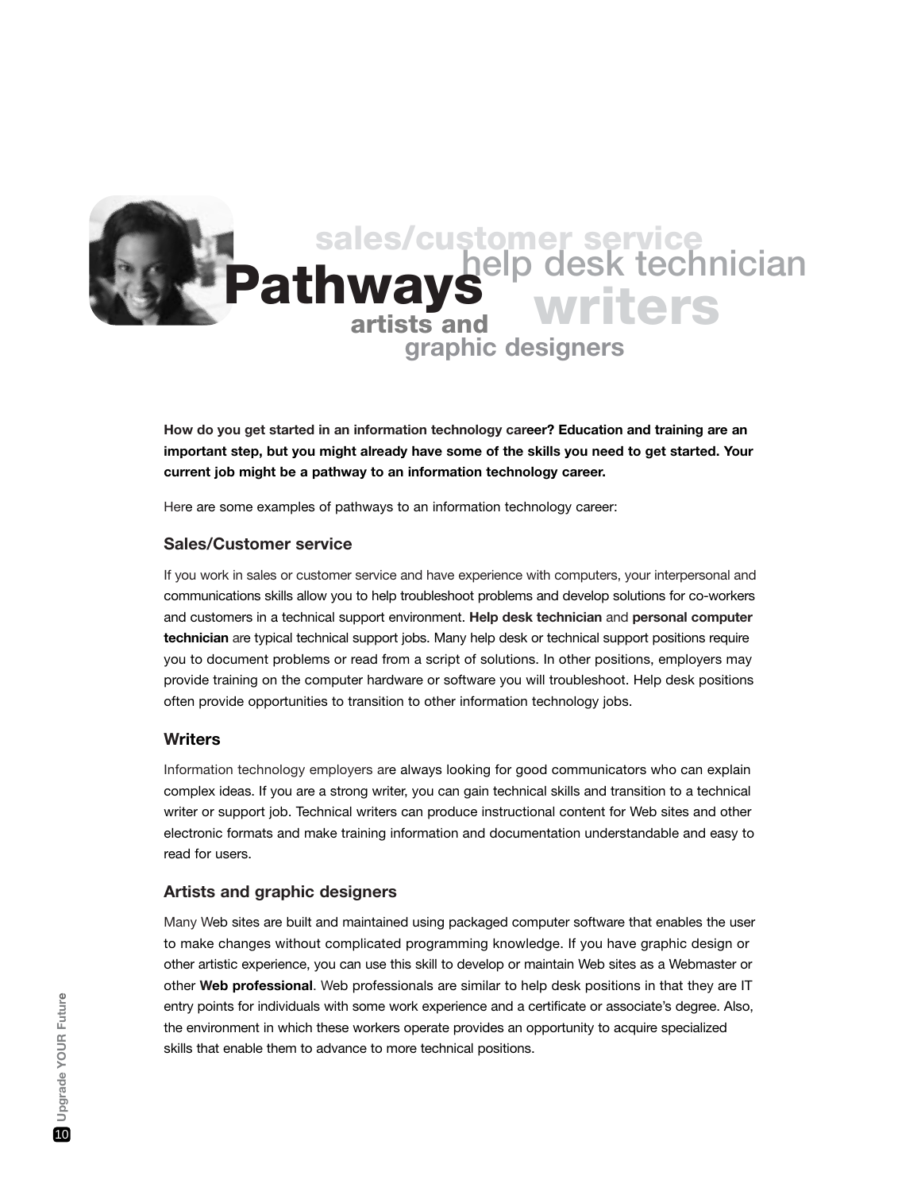# Pathways

sales/customer service help desk technician writers artists and graphic designers

**How do you get started in an information technology career? Education and training are an important step, but you might already have some of the skills you need to get started. Your current job might be a pathway to an information technology career.**

Here are some examples of pathways to an information technology career:

### Sales/Customer service

If you work in sales or customer service and have experience with computers, your interpersonal and communications skills allow you to help troubleshoot problems and develop solutions for co-workers and customers in a technical support environment. **Help desk technician** and **personal computer technician** are typical technical support jobs. Many help desk or technical support positions require you to document problems or read from a script of solutions. In other positions, employers may provide training on the computer hardware or software you will troubleshoot. Help desk positions often provide opportunities to transition to other information technology jobs.

### Writers

Information technology employers are always looking for good communicators who can explain complex ideas. If you are a strong writer, you can gain technical skills and transition to a technical writer or support job. Technical writers can produce instructional content for Web sites and other electronic formats and make training information and documentation understandable and easy to read for users.

### Artists and graphic designers

Many Web sites are built and maintained using packaged computer software that enables the user to make changes without complicated programming knowledge. If you have graphic design or other artistic experience, you can use this skill to develop or maintain Web sites as a Webmaster or other **Web professional**. Web professionals are similar to help desk positions in that they are IT entry points for individuals with some work experience and a certificate or associate's degree. Also, the environment in which these workers operate provides an opportunity to acquire specialized skills that enable them to advance to more technical positions.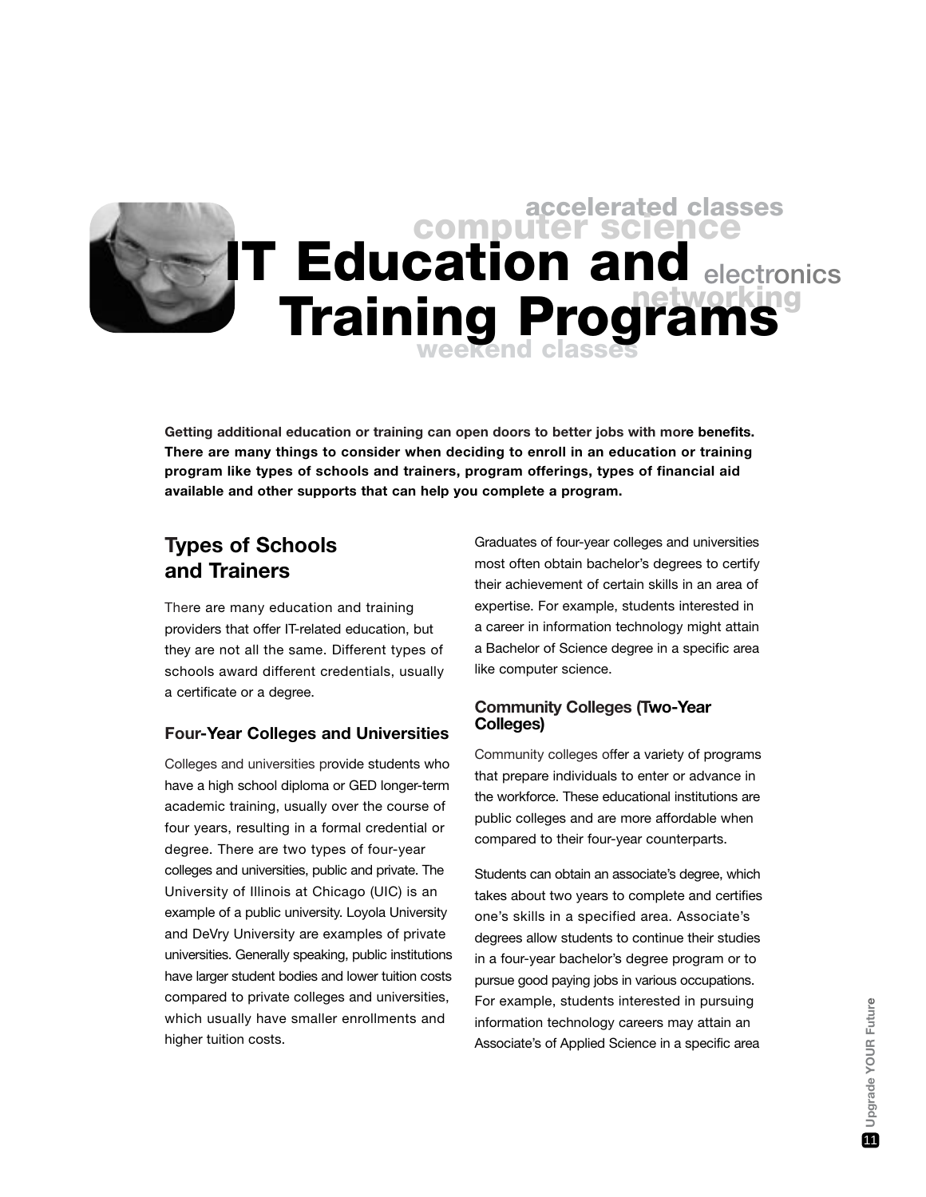# IT Education and Training Programs

**Getting additional education or training can open doors to better jobs with more benefits. There are many things to consider when deciding to enroll in an education or training program like types of schools and trainers, program offerings, types of financial aid available and other supports that can help you complete a program.**

## Types of Schools and Trainers

There are many education and training providers that offer IT-related education, but they are not all the same. Different types of schools award different credentials, usually a certificate or a degree.

### Four-Year Colleges and Universities

Colleges and universities provide students who have a high school diploma or GED longer-term academic training, usually over the course of four years, resulting in a formal credential or degree. There are two types of four-year colleges and universities, public and private. The University of Illinois at Chicago (UIC) is an example of a public university. Loyola University and DeVry University are examples of private universities. Generally speaking, public institutions have larger student bodies and lower tuition costs compared to private colleges and universities, which usually have smaller enrollments and higher tuition costs.

Graduates of four-year colleges and universities most often obtain bachelor's degrees to certify their achievement of certain skills in an area of expertise. For example, students interested in a career in information technology might attain a Bachelor of Science degree in a specific area like computer science.

### Community Colleges (Two-Year Colleges)

Community colleges offer a variety of programs that prepare individuals to enter or advance in the workforce. These educational institutions are public colleges and are more affordable when compared to their four-year counterparts.

Students can obtain an associate's degree, which takes about two years to complete and certifies one's skills in a specified area. Associate's degrees allow students to continue their studies in a four-year bachelor's degree program or to pursue good paying jobs in various occupations. For example, students interested in pursuing information technology careers may attain an Associate's of Applied Science in a specific area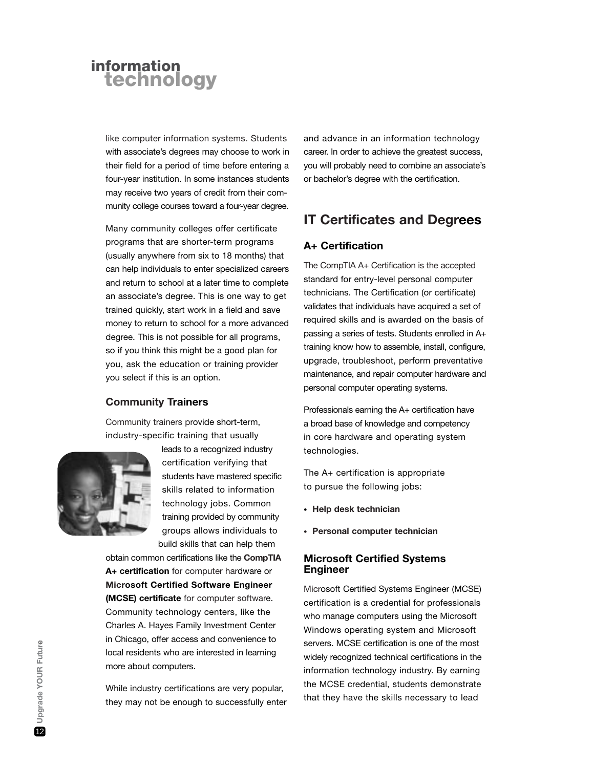like computer information systems. Students with associate's degrees may choose to work in their field for a period of time before entering a four-year institution. In some instances students may receive two years of credit from their community college courses toward a four-year degree.

Many community colleges offer certificate programs that are shorter-term programs (usually anywhere from six to 18 months) that can help individuals to enter specialized careers and return to school at a later time to complete an associate's degree. This is one way to get trained quickly, start work in a field and save money to return to school for a more advanced degree. This is not possible for all programs, so if you think this might be a good plan for you, ask the education or training provider you select if this is an option.

### Community Trainers

Community trainers provide short-term, industry-specific training that usually leads to a recognized industry certification verifying that students have mastered specific skills related to information technology jobs. Common training provided by community groups allows individuals to build skills that can help them obtain common certifications like the **CompTIA A+ certification** for computer hardware or **Microsoft Certified Software Engineer (MCSE) certificate** for computer software. Community technology centers, like the Charles A. Hayes Family Investment Center in Chicago, offer access and convenience to local residents who are interested in learning more about computers.

While industry certifications are very popular, they may not be enough to successfully enter and advance in an information technology career. In order to achieve the greatest success, you will probably need to combine an associate's or bachelor's degree with the certification.

## IT Certificates and Degrees

### A+ Certification

The CompTIA A+ Certification is the accepted standard for entry-level personal computer technicians. The Certification (or certificate) validates that individuals have acquired a set of required skills and is awarded on the basis of passing a series of tests. Students enrolled in A+ training know how to assemble, install, configure, upgrade, troubleshoot, perform preventative maintenance, and repair computer hardware and personal computer operating systems.

Professionals earning the A+ certification have a broad base of knowledge and competency in core hardware and operating system technologies.

The A+ certification is appropriate to pursue the following jobs:

- **Help desk technician**
- **Personal computer technician**

### Microsoft Certified Systems Engineer

Microsoft Certified Systems Engineer (MCSE) certification is a credential for professionals who manage computers using the Microsoft Windows operating system and Microsoft servers. MCSE certification is one of the most widely recognized technical certifications in the information technology industry. By earning the MCSE credential, students demonstrate that they have the skills necessary to lead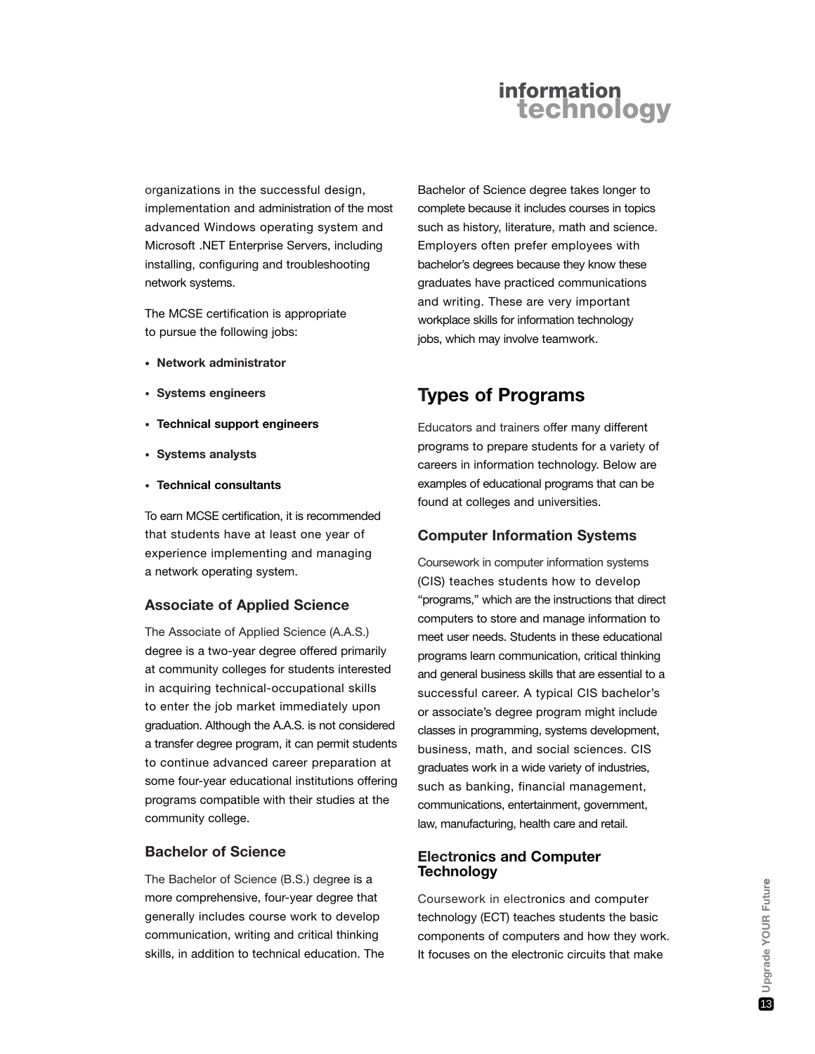organizations in the successful design, implementation and administration of the most advanced Windows operating system and Microsoft .NET Enterprise Servers, including installing, configuring and troubleshooting network systems.

The MCSE certification is appropriate to pursue the following jobs:

- **Network administrator**
- **Systems engineers**
- **Technical support engineers**
- **Systems analysts**
- **Technical consultants**

To earn MCSE certification, it is recommended that students have at least one year of experience implementing and managing a network operating system.

### Associate of Applied Science

The Associate of Applied Science (A.A.S.) degree is a two-year degree offered primarily at community colleges for students interested in acquiring technical-occupational skills to enter the job market immediately upon graduation. Although the A.A.S. is not considered a transfer degree program, it can permit students to continue advanced career preparation at some four-year educational institutions offering programs compatible with their studies at the community college.

### Bachelor of Science

The Bachelor of Science (B.S.) degree is a more comprehensive, four-year degree that generally includes course work to develop communication, writing and critical thinking skills, in addition to technical education. The Bachelor of Science degree takes longer to complete because it includes courses in topics such as history, literature, math and science. Employers often prefer employees with bachelor's degrees because they know these graduates have practiced communications and writing. These are very important workplace skills for information technology jobs, which may involve teamwork.

## Types of Programs

Educators and trainers offer many different programs to prepare students for a variety of careers in information technology. Below are examples of educational programs that can be found at colleges and universities.

### Computer Information Systems

Coursework in computer information systems (CIS) teaches students how to develop "programs," which are the instructions that direct computers to store and manage information to meet user needs. Students in these educational programs learn communication, critical thinking and general business skills that are essential to a successful career. A typical CIS bachelor's or associate's degree program might include classes in programming, systems development, business, math, and social sciences. CIS graduates work in a wide variety of industries, such as banking, financial management, communications, entertainment, government, law, manufacturing, health care and retail.

### Electronics and Computer Technology

Coursework in electronics and computer technology (ECT) teaches students the basic components of computers and how they work. It focuses on the electronic circuits that make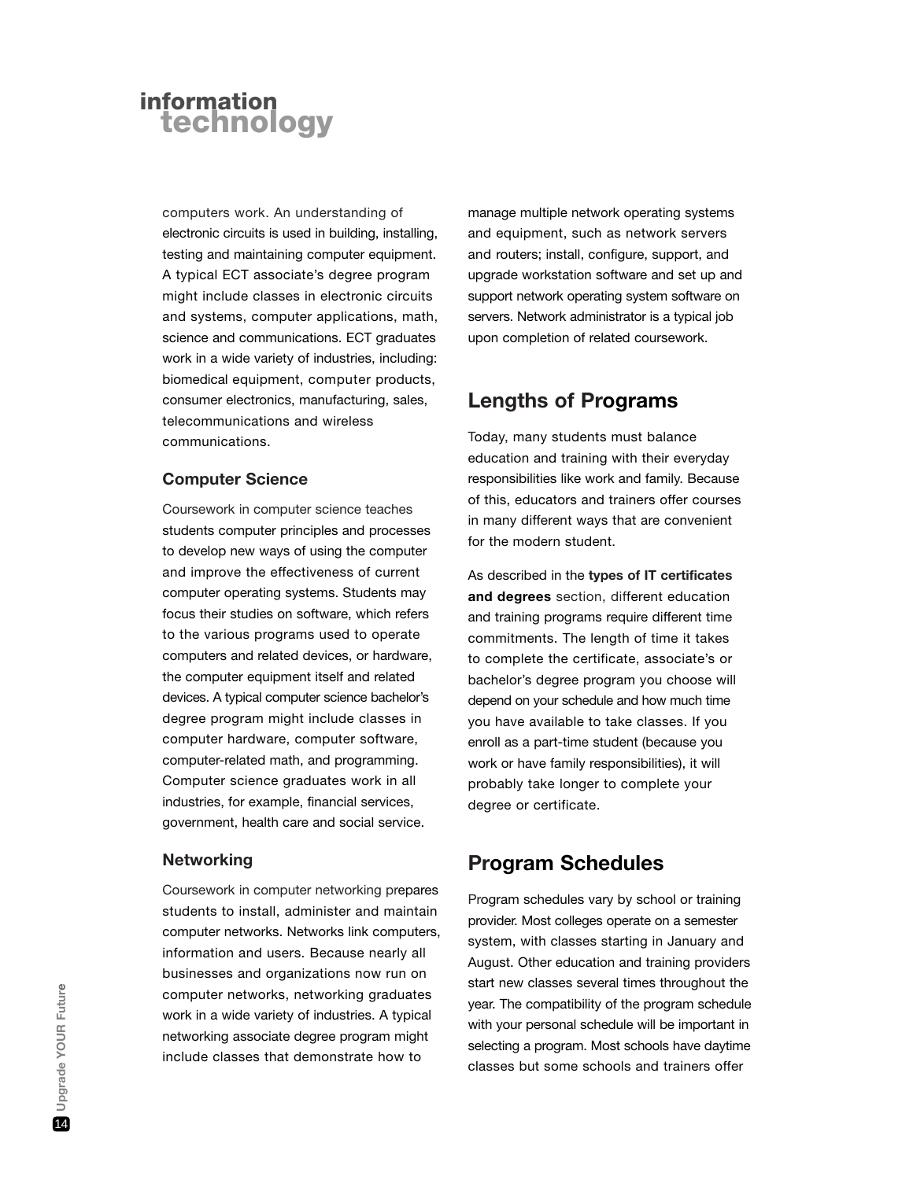computers work. An understanding of electronic circuits is used in building, installing, testing and maintaining computer equipment. A typical ECT associate's degree program might include classes in electronic circuits and systems, computer applications, math, science and communications. ECT graduates work in a wide variety of industries, including: biomedical equipment, computer products, consumer electronics, manufacturing, sales, telecommunications and wireless communications.

### Computer Science

Coursework in computer science teaches students computer principles and processes to develop new ways of using the computer and improve the effectiveness of current computer operating systems. Students may focus their studies on software, which refers to the various programs used to operate computers and related devices, or hardware, the computer equipment itself and related devices. A typical computer science bachelor's degree program might include classes in computer hardware, computer software, computer-related math, and programming. Computer science graduates work in all industries, for example, financial services, government, health care and social service.

### Networking

Coursework in computer networking prepares students to install, administer and maintain computer networks. Networks link computers, information and users. Because nearly all businesses and organizations now run on computer networks, networking graduates work in a wide variety of industries. A typical networking associate degree program might include classes that demonstrate how to manage multiple network operating systems and equipment, such as network servers and routers; install, configure, support, and upgrade workstation software and set up and support network operating system software on servers. Network administrator is a typical job upon completion of related coursework.

## Lengths of Programs

Today, many students must balance education and training with their everyday responsibilities like work and family. Because of this, educators and trainers offer courses in many different ways that are convenient for the modern student.

As described in the **types of IT certificates and degrees** section, different education and training programs require different time commitments. The length of time it takes to complete the certificate, associate's or bachelor's degree program you choose will depend on your schedule and how much time you have available to take classes. If you enroll as a part-time student (because you work or have family responsibilities), it will probably take longer to complete your degree or certificate.

## Program Schedules

Program schedules vary by school or training provider. Most colleges operate on a semester system, with classes starting in January and August. Other education and training providers start new classes several times throughout the year. The compatibility of the program schedule with your personal schedule will be important in selecting a program. Most schools have daytime classes but some schools and trainers offer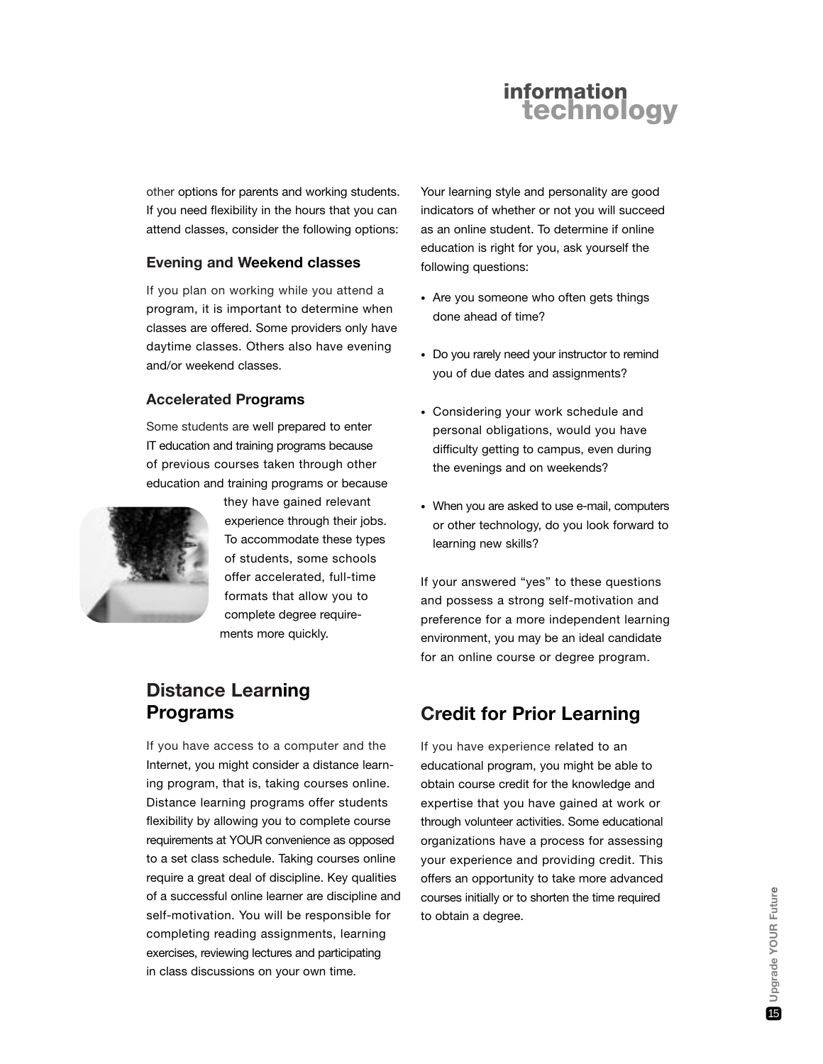other options for parents and working students. If you need flexibility in the hours that you can attend classes, consider the following options:

### Evening and Weekend classes

If you plan on working while you attend a program, it is important to determine when classes are offered. Some providers only have daytime classes. Others also have evening and/or weekend classes.

### Accelerated Programs

Some students are well prepared to enter IT education and training programs because of previous courses taken through other education and training programs or because they have gained relevant experience through their jobs. To accommodate these types of students, some schools offer accelerated, full-time formats that allow you to complete degree requirements more quickly.

## Distance Learning Programs

If you have access to a computer and the Internet, you might consider a distance learning program, that is, taking courses online. Distance learning programs offer students flexibility by allowing you to complete course requirements at YOUR convenience as opposed to a set class schedule. Taking courses online require a great deal of discipline. Key qualities of a successful online learner are discipline and self-motivation. You will be responsible for completing reading assignments, learning exercises, reviewing lectures and participating in class discussions on your own time.

Your learning style and personality are good indicators of whether or not you will succeed as an online student. To determine if online education is right for you, ask yourself the following questions:

- Are you someone who often gets things done ahead of time?
- Do you rarely need your instructor to remind you of due dates and assignments?
- Considering your work schedule and personal obligations, would you have difficulty getting to campus, even during the evenings and on weekends?
- When you are asked to use e-mail, computers or other technology, do you look forward to learning new skills?

If your answered "yes" to these questions and possess a strong self-motivation and preference for a more independent learning environment, you may be an ideal candidate for an online course or degree program.

## Credit for Prior Learning

If you have experience related to an educational program, you might be able to obtain course credit for the knowledge and expertise that you have gained at work or through volunteer activities. Some educational organizations have a process for assessing your experience and providing credit. This offers an opportunity to take more advanced courses initially or to shorten the time required to obtain a degree.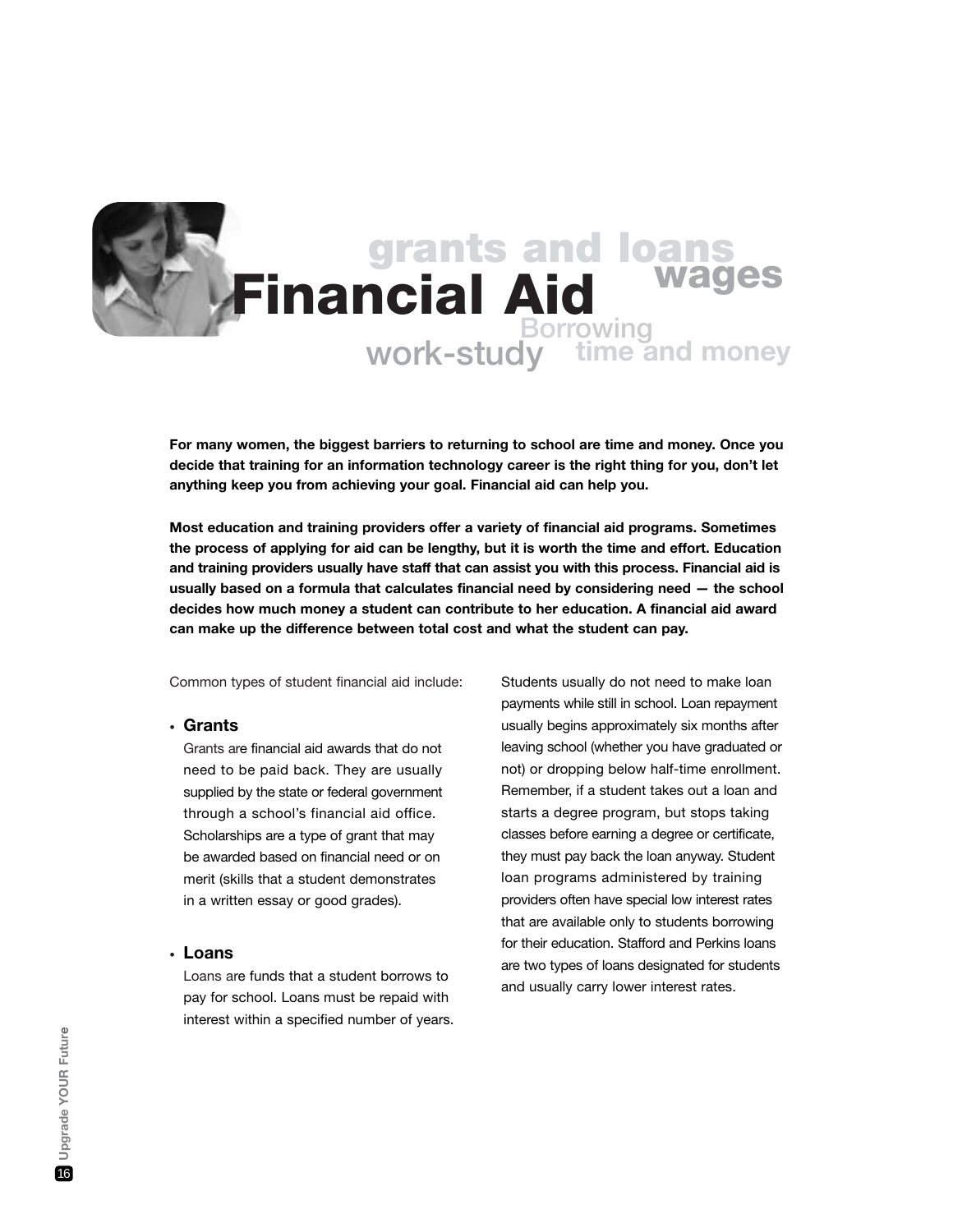# Financial Aid

grants and loans wages Borrowing work-study time and money

**For many women, the biggest barriers to returning to school are time and money. Once you decide that training for an information technology career is the right thing for you, don't let anything keep you from achieving your goal. Financial aid can help you.**

**Most education and training providers offer a variety of financial aid programs. Sometimes the process of applying for aid can be lengthy, but it is worth the time and effort. Education and training providers usually have staff that can assist you with this process. Financial aid is usually based on a formula that calculates financial need by considering need — the school decides how much money a student can contribute to her education. A financial aid award can make up the difference between total cost and what the student can pay.**

Common types of student financial aid include:

- **Grants**

  Grants are financial aid awards that do not need to be paid back. They are usually supplied by the state or federal government through a school's financial aid office. Scholarships are a type of grant that may be awarded based on financial need or on merit (skills that a student demonstrates in a written essay or good grades).

- **Loans**

  Loans are funds that a student borrows to pay for school. Loans must be repaid with interest within a specified number of years. Students usually do not need to make loan payments while still in school. Loan repayment usually begins approximately six months after leaving school (whether you have graduated or not) or dropping below half-time enrollment. Remember, if a student takes out a loan and starts a degree program, but stops taking classes before earning a degree or certificate, they must pay back the loan anyway. Student loan programs administered by training providers often have special low interest rates that are available only to students borrowing for their education. Stafford and Perkins loans are two types of loans designated for students and usually carry lower interest rates.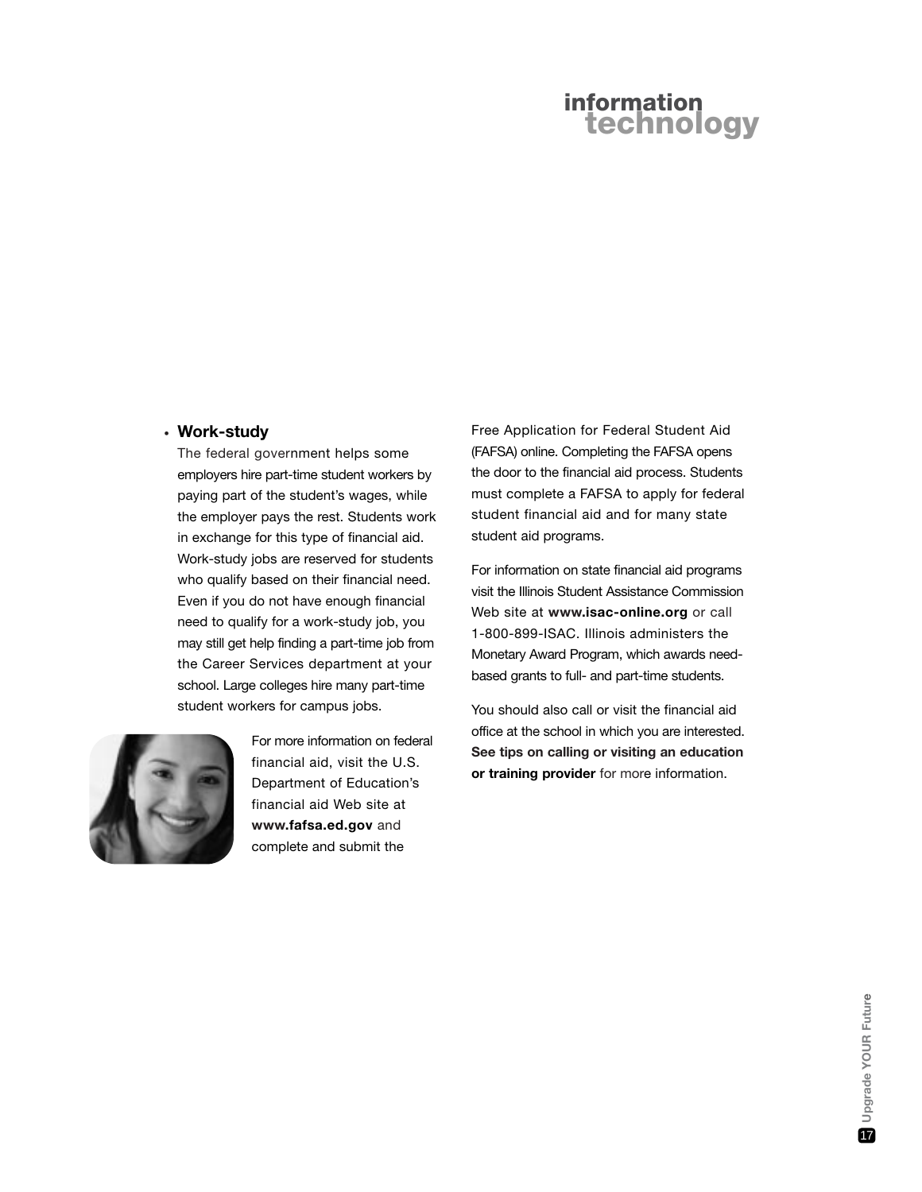- **Work-study**
  The federal government helps some employers hire part-time student workers by paying part of the student's wages, while the employer pays the rest. Students work in exchange for this type of financial aid. Work-study jobs are reserved for students who qualify based on their financial need. Even if you do not have enough financial need to qualify for a work-study job, you may still get help finding a part-time job from the Career Services department at your school. Large colleges hire many part-time student workers for campus jobs.

For more information on federal financial aid, visit the U.S. Department of Education's financial aid Web site at **www.fafsa.ed.gov** and complete and submit the Free Application for Federal Student Aid (FAFSA) online. Completing the FAFSA opens the door to the financial aid process. Students must complete a FAFSA to apply for federal student financial aid and for many state student aid programs.

For information on state financial aid programs visit the Illinois Student Assistance Commission Web site at **www.isac-online.org** or call 1-800-899-ISAC. Illinois administers the Monetary Award Program, which awards need-based grants to full- and part-time students.

You should also call or visit the financial aid office at the school in which you are interested. **See tips on calling or visiting an education or training provider** for more information.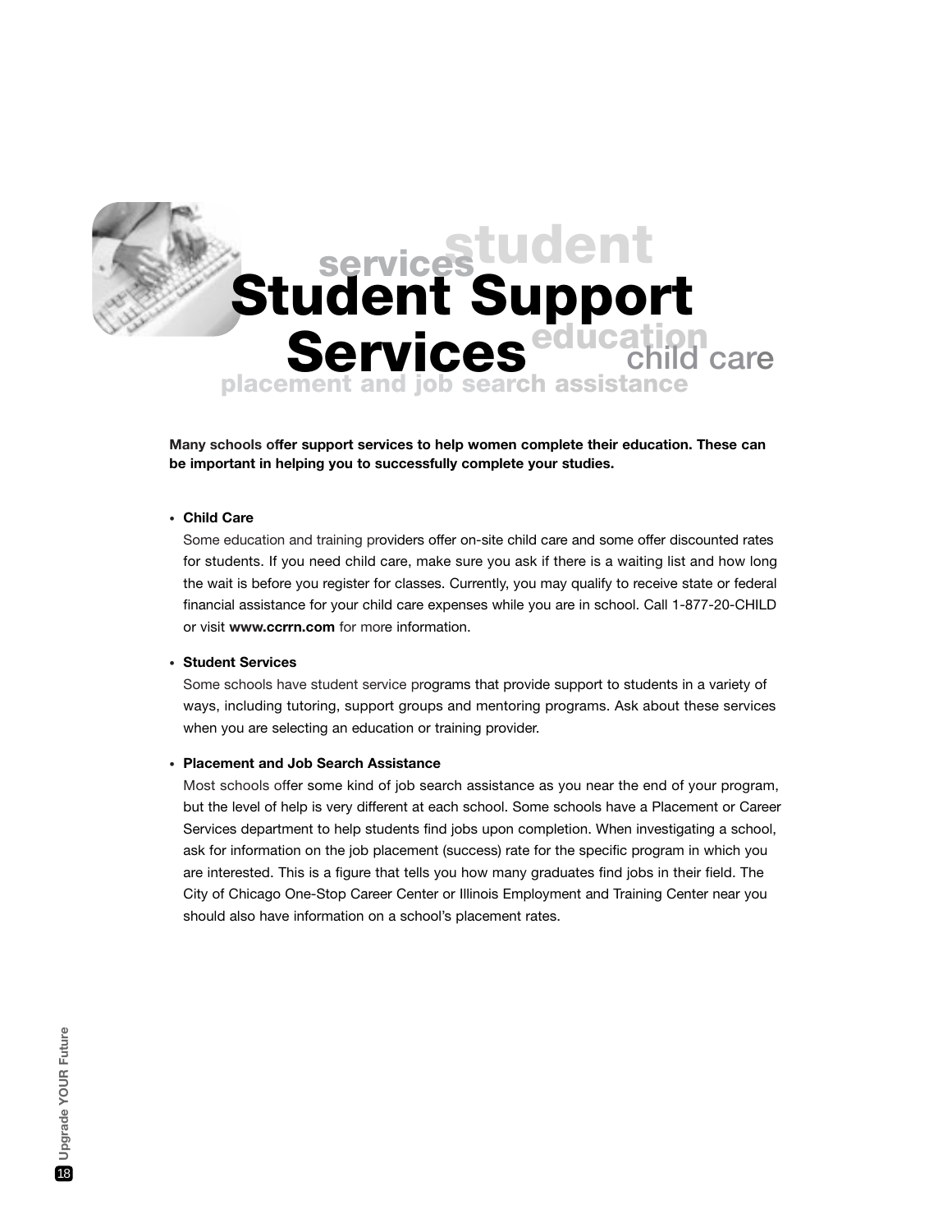# Student Support Services

**Many schools offer support services to help women complete their education. These can be important in helping you to successfully complete your studies.**

- **Child Care**

  Some education and training providers offer on-site child care and some offer discounted rates for students. If you need child care, make sure you ask if there is a waiting list and how long the wait is before you register for classes. Currently, you may qualify to receive state or federal financial assistance for your child care expenses while you are in school. Call 1-877-20-CHILD or visit **www.ccrrn.com** for more information.

- **Student Services**

  Some schools have student service programs that provide support to students in a variety of ways, including tutoring, support groups and mentoring programs. Ask about these services when you are selecting an education or training provider.

- **Placement and Job Search Assistance**

  Most schools offer some kind of job search assistance as you near the end of your program, but the level of help is very different at each school. Some schools have a Placement or Career Services department to help students find jobs upon completion. When investigating a school, ask for information on the job placement (success) rate for the specific program in which you are interested. This is a figure that tells you how many graduates find jobs in their field. The City of Chicago One-Stop Career Center or Illinois Employment and Training Center near you should also have information on a school's placement rates.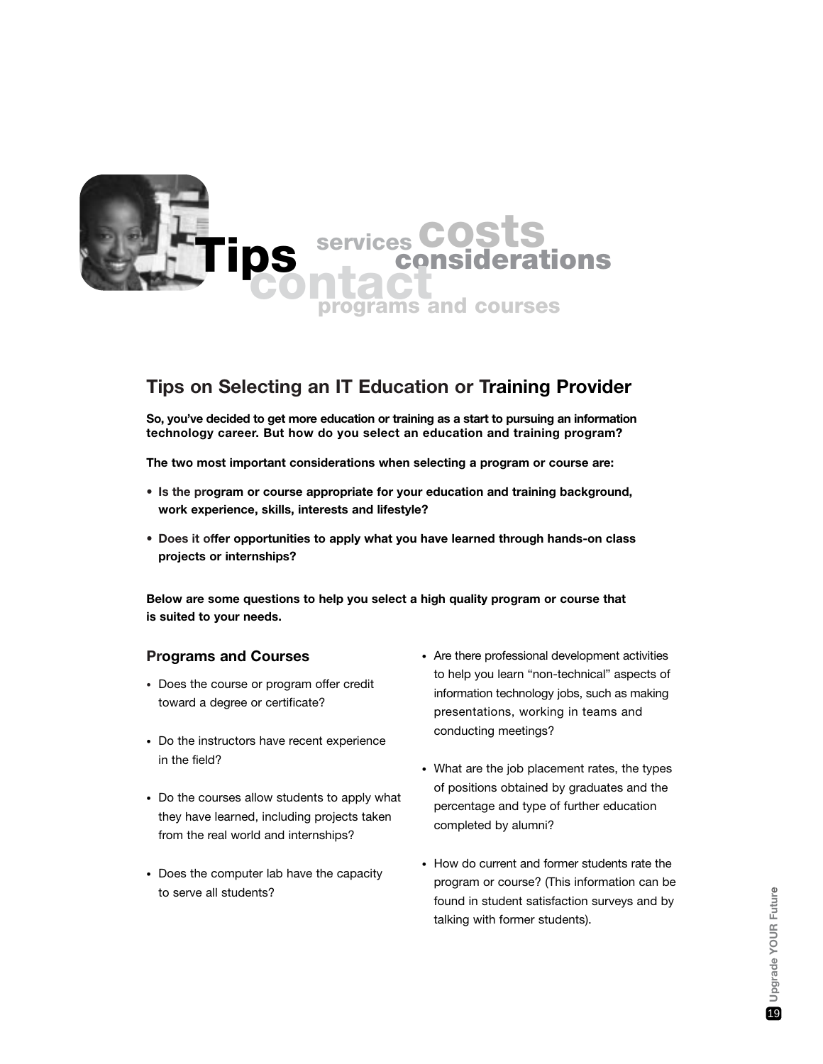# Tips

services costs considerations contact programs and courses

## Tips on Selecting an IT Education or Training Provider

**So, you've decided to get more education or training as a start to pursuing an information technology career. But how do you select an education and training program?**

**The two most important considerations when selecting a program or course are:**

- **Is the program or course appropriate for your education and training background, work experience, skills, interests and lifestyle?**
- **Does it offer opportunities to apply what you have learned through hands-on class projects or internships?**

**Below are some questions to help you select a high quality program or course that is suited to your needs.**

### Programs and Courses

- Does the course or program offer credit toward a degree or certificate?
- Do the instructors have recent experience in the field?
- Do the courses allow students to apply what they have learned, including projects taken from the real world and internships?
- Does the computer lab have the capacity to serve all students?
- Are there professional development activities to help you learn "non-technical" aspects of information technology jobs, such as making presentations, working in teams and conducting meetings?
- What are the job placement rates, the types of positions obtained by graduates and the percentage and type of further education completed by alumni?
- How do current and former students rate the program or course? (This information can be found in student satisfaction surveys and by talking with former students).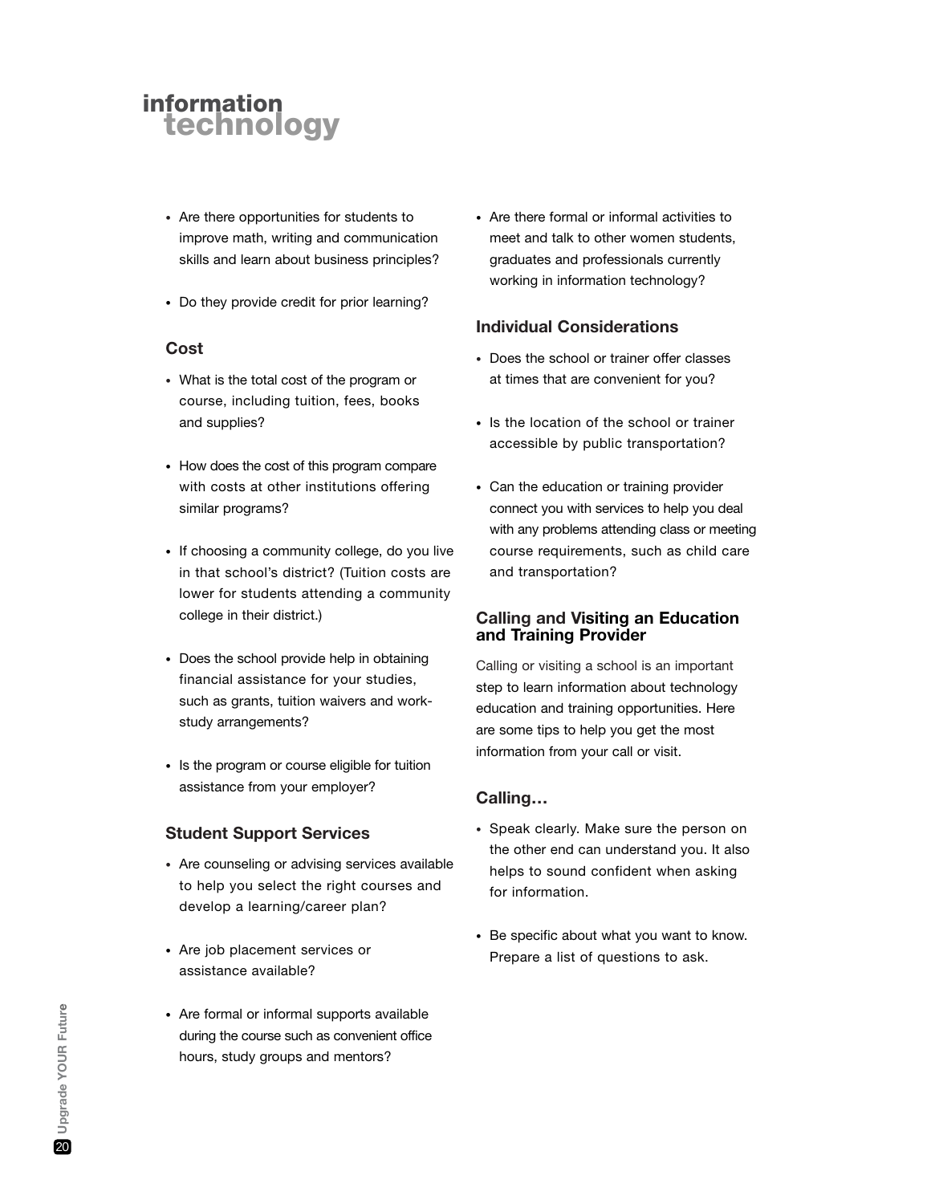- Are there opportunities for students to improve math, writing and communication skills and learn about business principles?
- Do they provide credit for prior learning?

### Cost

- What is the total cost of the program or course, including tuition, fees, books and supplies?
- How does the cost of this program compare with costs at other institutions offering similar programs?
- If choosing a community college, do you live in that school's district? (Tuition costs are lower for students attending a community college in their district.)
- Does the school provide help in obtaining financial assistance for your studies, such as grants, tuition waivers and work-study arrangements?
- Is the program or course eligible for tuition assistance from your employer?

### Student Support Services

- Are counseling or advising services available to help you select the right courses and develop a learning/career plan?
- Are job placement services or assistance available?
- Are formal or informal supports available during the course such as convenient office hours, study groups and mentors?
- Are there formal or informal activities to meet and talk to other women students, graduates and professionals currently working in information technology?

### Individual Considerations

- Does the school or trainer offer classes at times that are convenient for you?
- Is the location of the school or trainer accessible by public transportation?
- Can the education or training provider connect you with services to help you deal with any problems attending class or meeting course requirements, such as child care and transportation?

### Calling and Visiting an Education and Training Provider

Calling or visiting a school is an important step to learn information about technology education and training opportunities. Here are some tips to help you get the most information from your call or visit.

### Calling…

- Speak clearly. Make sure the person on the other end can understand you. It also helps to sound confident when asking for information.
- Be specific about what you want to know. Prepare a list of questions to ask.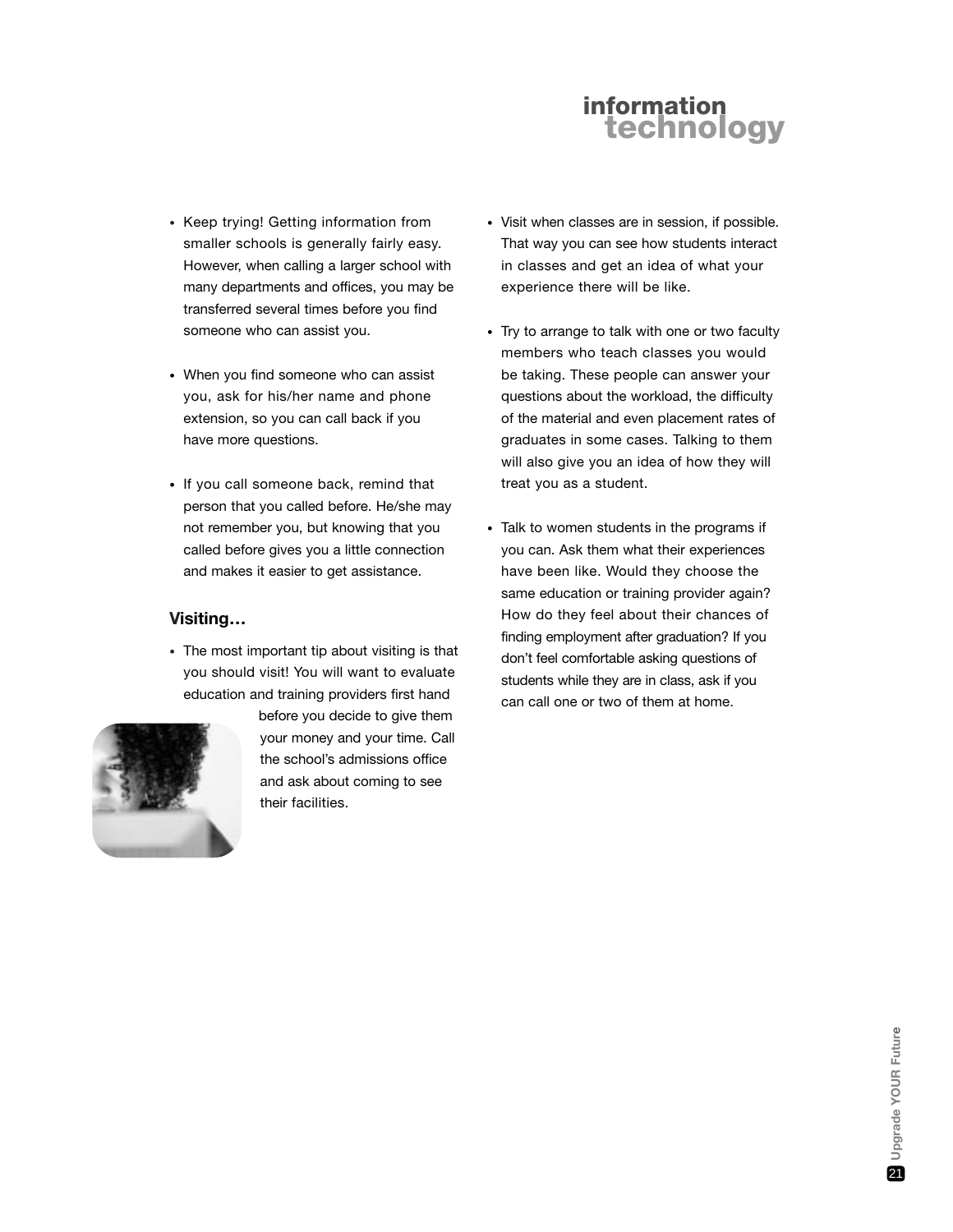- Keep trying! Getting information from smaller schools is generally fairly easy. However, when calling a larger school with many departments and offices, you may be transferred several times before you find someone who can assist you.

- When you find someone who can assist you, ask for his/her name and phone extension, so you can call back if you have more questions.

- If you call someone back, remind that person that you called before. He/she may not remember you, but knowing that you called before gives you a little connection and makes it easier to get assistance.

### Visiting…

- The most important tip about visiting is that you should visit! You will want to evaluate education and training providers first hand before you decide to give them your money and your time. Call the school's admissions office and ask about coming to see their facilities.

- Visit when classes are in session, if possible. That way you can see how students interact in classes and get an idea of what your experience there will be like.

- Try to arrange to talk with one or two faculty members who teach classes you would be taking. These people can answer your questions about the workload, the difficulty of the material and even placement rates of graduates in some cases. Talking to them will also give you an idea of how they will treat you as a student.

- Talk to women students in the programs if you can. Ask them what their experiences have been like. Would they choose the same education or training provider again? How do they feel about their chances of finding employment after graduation? If you don't feel comfortable asking questions of students while they are in class, ask if you can call one or two of them at home.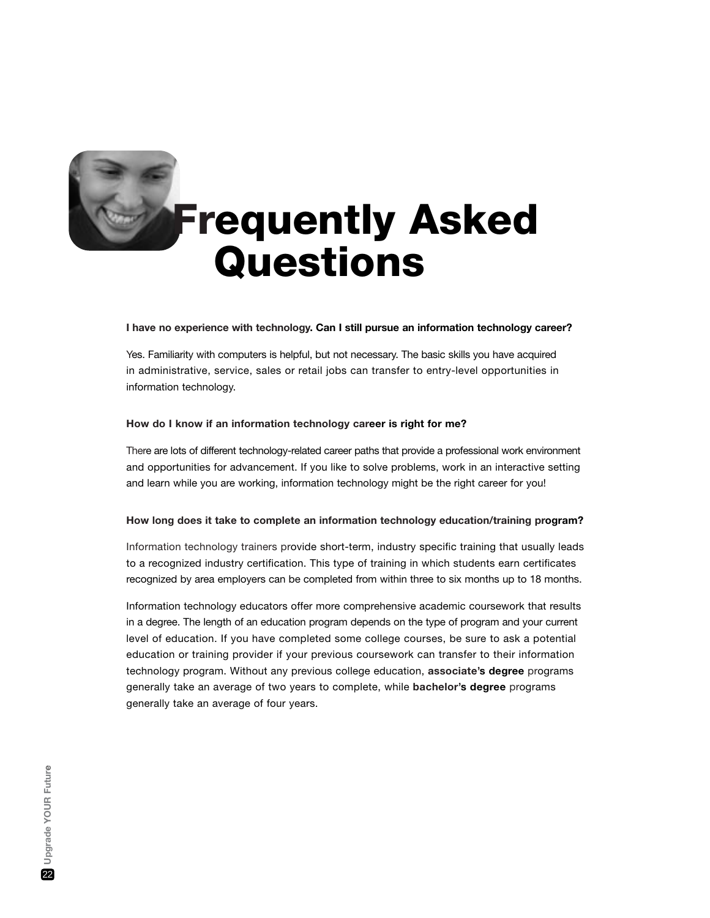# Frequently Asked Questions

**I have no experience with technology. Can I still pursue an information technology career?**

Yes. Familiarity with computers is helpful, but not necessary. The basic skills you have acquired in administrative, service, sales or retail jobs can transfer to entry-level opportunities in information technology.

**How do I know if an information technology career is right for me?**

There are lots of different technology-related career paths that provide a professional work environment and opportunities for advancement. If you like to solve problems, work in an interactive setting and learn while you are working, information technology might be the right career for you!

**How long does it take to complete an information technology education/training program?**

Information technology trainers provide short-term, industry specific training that usually leads to a recognized industry certification. This type of training in which students earn certificates recognized by area employers can be completed from within three to six months up to 18 months.

Information technology educators offer more comprehensive academic coursework that results in a degree. The length of an education program depends on the type of program and your current level of education. If you have completed some college courses, be sure to ask a potential education or training provider if your previous coursework can transfer to their information technology program. Without any previous college education, **associate's degree** programs generally take an average of two years to complete, while **bachelor's degree** programs generally take an average of four years.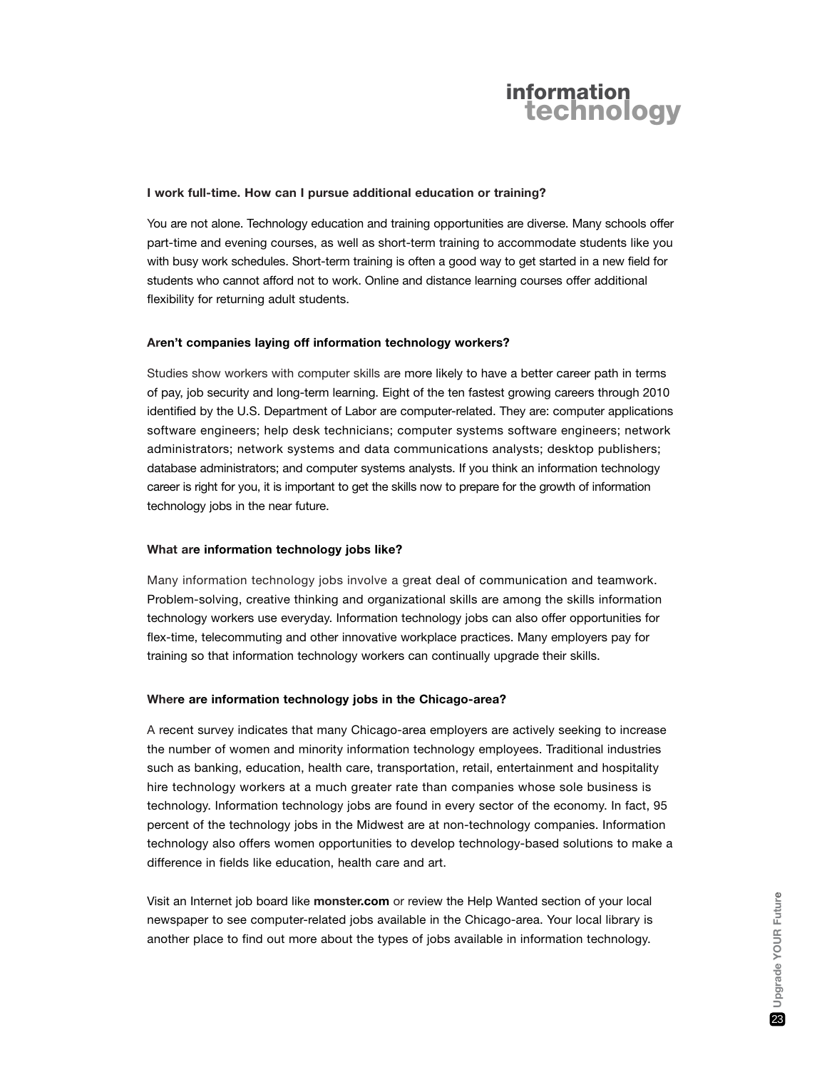# information technology

**I work full-time. How can I pursue additional education or training?**

You are not alone. Technology education and training opportunities are diverse. Many schools offer part-time and evening courses, as well as short-term training to accommodate students like you with busy work schedules. Short-term training is often a good way to get started in a new field for students who cannot afford not to work. Online and distance learning courses offer additional flexibility for returning adult students.

**Aren't companies laying off information technology workers?**

Studies show workers with computer skills are more likely to have a better career path in terms of pay, job security and long-term learning. Eight of the ten fastest growing careers through 2010 identified by the U.S. Department of Labor are computer-related. They are: computer applications software engineers; help desk technicians; computer systems software engineers; network administrators; network systems and data communications analysts; desktop publishers; database administrators; and computer systems analysts. If you think an information technology career is right for you, it is important to get the skills now to prepare for the growth of information technology jobs in the near future.

**What are information technology jobs like?**

Many information technology jobs involve a great deal of communication and teamwork. Problem-solving, creative thinking and organizational skills are among the skills information technology workers use everyday. Information technology jobs can also offer opportunities for flex-time, telecommuting and other innovative workplace practices. Many employers pay for training so that information technology workers can continually upgrade their skills.

**Where are information technology jobs in the Chicago-area?**

A recent survey indicates that many Chicago-area employers are actively seeking to increase the number of women and minority information technology employees. Traditional industries such as banking, education, health care, transportation, retail, entertainment and hospitality hire technology workers at a much greater rate than companies whose sole business is technology. Information technology jobs are found in every sector of the economy. In fact, 95 percent of the technology jobs in the Midwest are at non-technology companies. Information technology also offers women opportunities to develop technology-based solutions to make a difference in fields like education, health care and art.

Visit an Internet job board like **monster.com** or review the Help Wanted section of your local newspaper to see computer-related jobs available in the Chicago-area. Your local library is another place to find out more about the types of jobs available in information technology.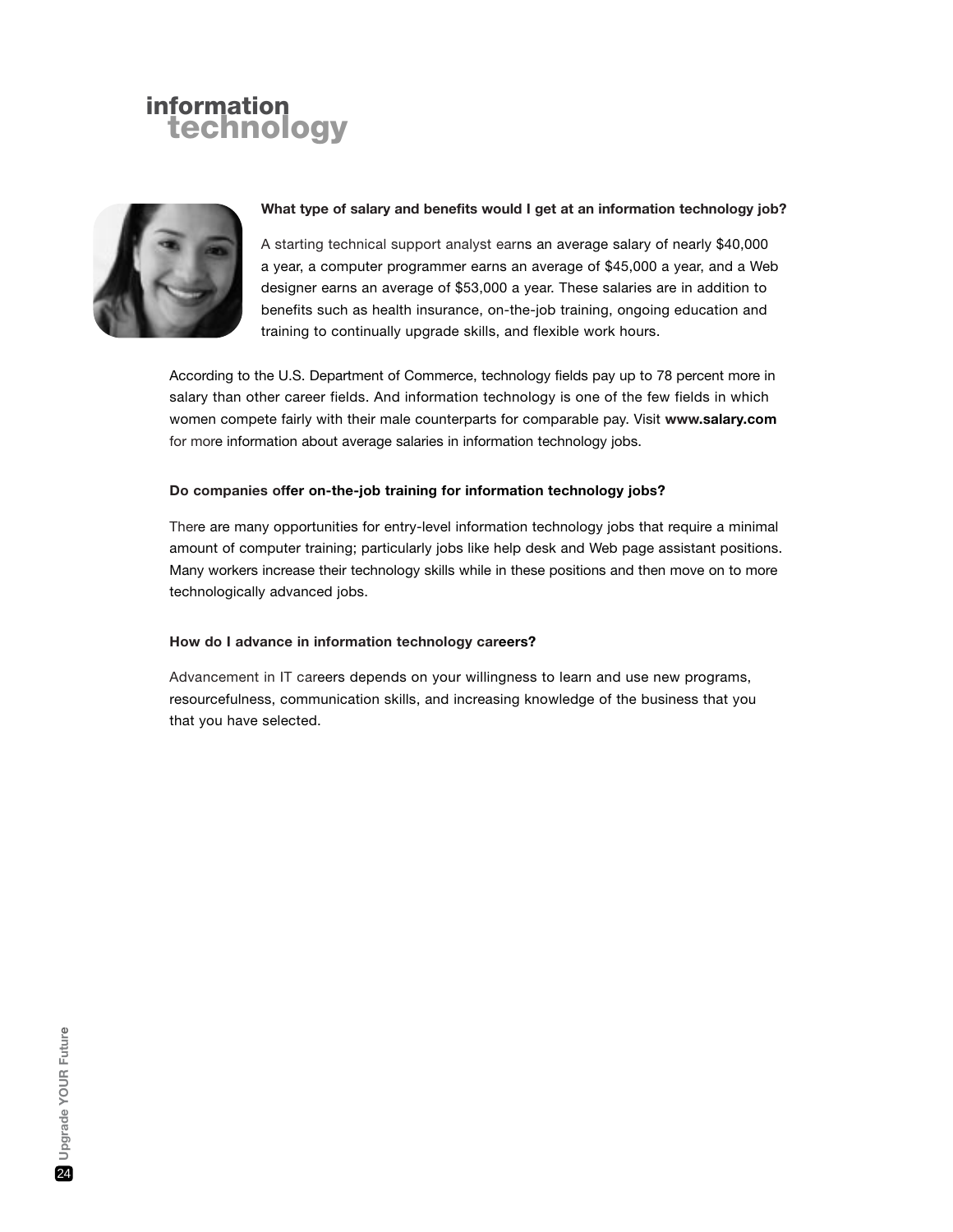# information technology

**What type of salary and benefits would I get at an information technology job?**

A starting technical support analyst earns an average salary of nearly $40,000 a year, a computer programmer earns an average of $45,000 a year, and a Web designer earns an average of $53,000 a year. These salaries are in addition to benefits such as health insurance, on-the-job training, ongoing education and training to continually upgrade skills, and flexible work hours.

According to the U.S. Department of Commerce, technology fields pay up to 78 percent more in salary than other career fields. And information technology is one of the few fields in which women compete fairly with their male counterparts for comparable pay. Visit **www.salary.com** for more information about average salaries in information technology jobs.

**Do companies offer on-the-job training for information technology jobs?**

There are many opportunities for entry-level information technology jobs that require a minimal amount of computer training; particularly jobs like help desk and Web page assistant positions. Many workers increase their technology skills while in these positions and then move on to more technologically advanced jobs.

**How do I advance in information technology careers?**

Advancement in IT careers depends on your willingness to learn and use new programs, resourcefulness, communication skills, and increasing knowledge of the business that you that you have selected.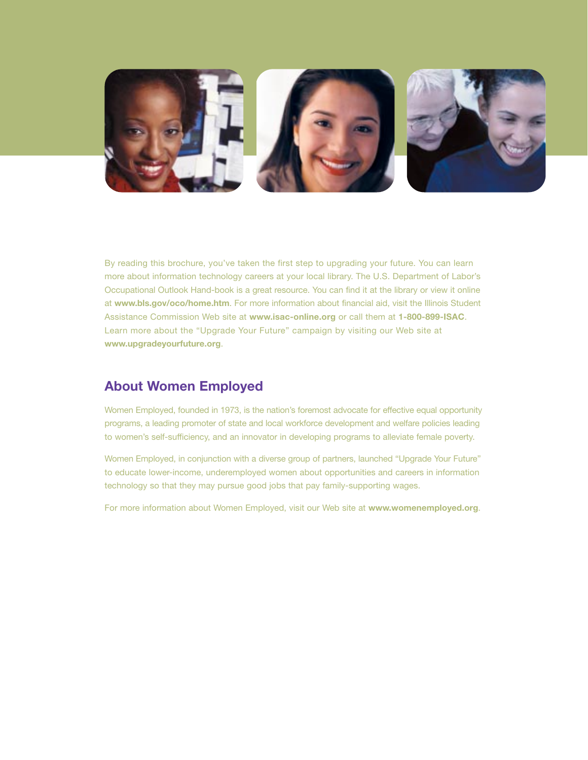By reading this brochure, you've taken the first step to upgrading your future. You can learn more about information technology careers at your local library. The U.S. Department of Labor's Occupational Outlook Hand-book is a great resource. You can find it at the library or view it online at **www.bls.gov/oco/home.htm**. For more information about financial aid, visit the Illinois Student Assistance Commission Web site at **www.isac-online.org** or call them at **1-800-899-ISAC**. Learn more about the "Upgrade Your Future" campaign by visiting our Web site at **www.upgradeyourfuture.org**.

## About Women Employed

Women Employed, founded in 1973, is the nation's foremost advocate for effective equal opportunity programs, a leading promoter of state and local workforce development and welfare policies leading to women's self-sufficiency, and an innovator in developing programs to alleviate female poverty.

Women Employed, in conjunction with a diverse group of partners, launched "Upgrade Your Future" to educate lower-income, underemployed women about opportunities and careers in information technology so that they may pursue good jobs that pay family-supporting wages.

For more information about Women Employed, visit our Web site at **www.womenemployed.org**.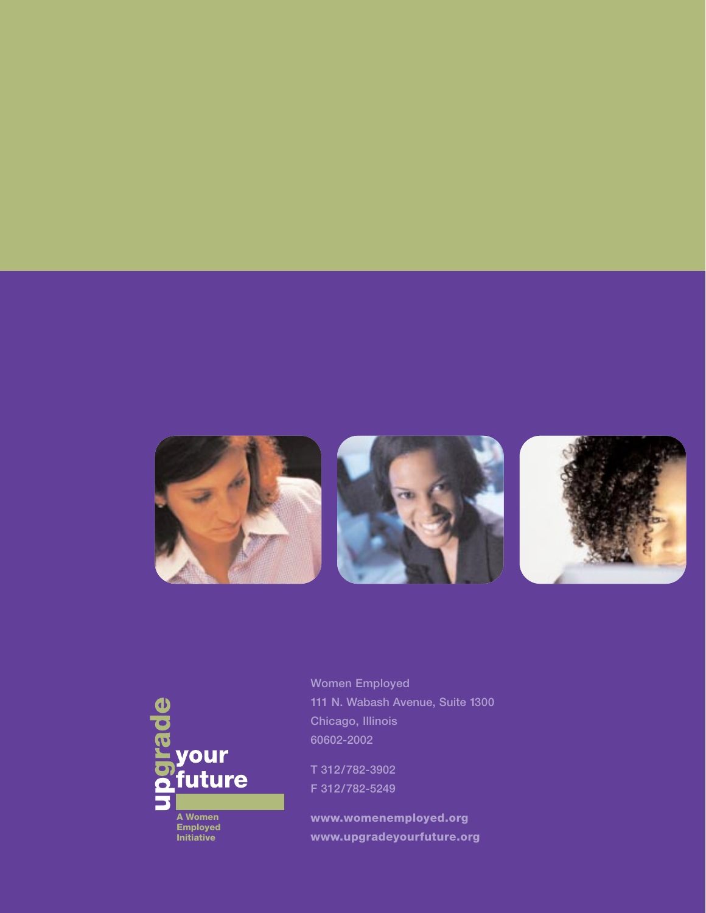upgrade your future

A Women Employed Initiative

Women Employed
111 N. Wabash Avenue, Suite 1300
Chicago, Illinois
60602-2002

T 312/782-3902
F 312/782-5249

**www.womenemployed.org**
**www.upgradeyourfuture.org**